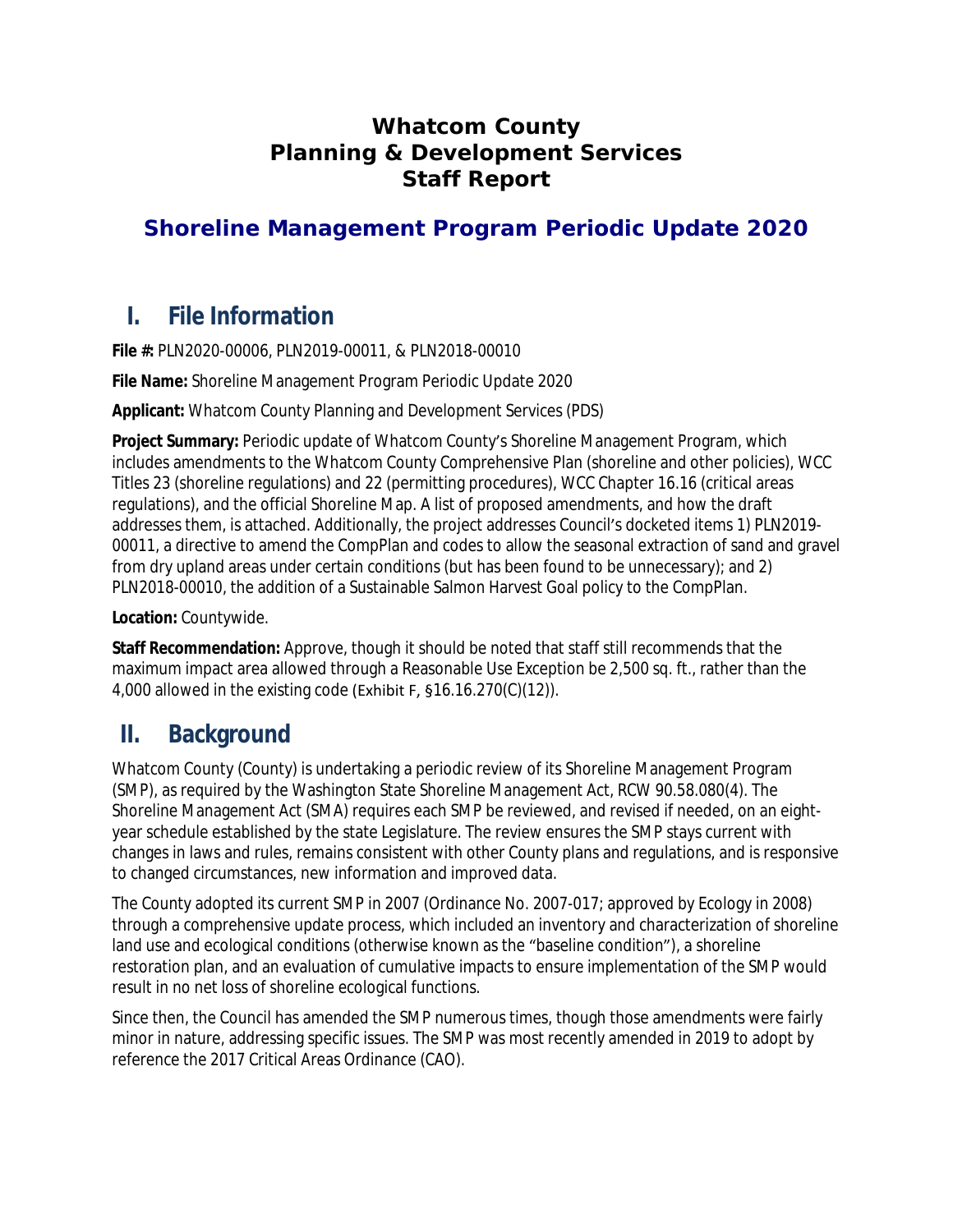# Whatcom County
# Planning & Development Services
# Staff Report

## Shoreline Management Program Periodic Update 2020

## I. File Information

**File #:** PLN2020-00006, PLN2019-00011, & PLN2018-00010

**File Name:** Shoreline Management Program Periodic Update 2020

**Applicant:** Whatcom County Planning and Development Services (PDS)

**Project Summary:** Periodic update of Whatcom County's Shoreline Management Program, which includes amendments to the Whatcom County Comprehensive Plan (shoreline and other policies), WCC Titles 23 (shoreline regulations) and 22 (permitting procedures), WCC Chapter 16.16 (critical areas regulations), and the official Shoreline Map. A list of proposed amendments, and how the draft addresses them, is attached. Additionally, the project addresses Council's docketed items 1) PLN2019-00011, a directive to amend the CompPlan and codes to allow the seasonal extraction of sand and gravel from dry upland areas under certain conditions (but has been found to be unnecessary); and 2) PLN2018-00010, the addition of a Sustainable Salmon Harvest Goal policy to the CompPlan.

**Location:** Countywide.

**Staff Recommendation:** Approve, though it should be noted that staff still recommends that the maximum impact area allowed through a Reasonable Use Exception be 2,500 sq. ft., rather than the 4,000 allowed in the existing code (Exhibit F, §16.16.270(C)(12)).

## II. Background

Whatcom County (County) is undertaking a periodic review of its Shoreline Management Program (SMP), as required by the Washington State Shoreline Management Act, RCW 90.58.080(4). The Shoreline Management Act (SMA) requires each SMP be reviewed, and revised if needed, on an eight-year schedule established by the state Legislature. The review ensures the SMP stays current with changes in laws and rules, remains consistent with other County plans and regulations, and is responsive to changed circumstances, new information and improved data.

The County adopted its current SMP in 2007 (Ordinance No. 2007-017; approved by Ecology in 2008) through a comprehensive update process, which included an inventory and characterization of shoreline land use and ecological conditions (otherwise known as the "baseline condition"), a shoreline restoration plan, and an evaluation of cumulative impacts to ensure implementation of the SMP would result in no net loss of shoreline ecological functions.

Since then, the Council has amended the SMP numerous times, though those amendments were fairly minor in nature, addressing specific issues. The SMP was most recently amended in 2019 to adopt by reference the 2017 Critical Areas Ordinance (CAO).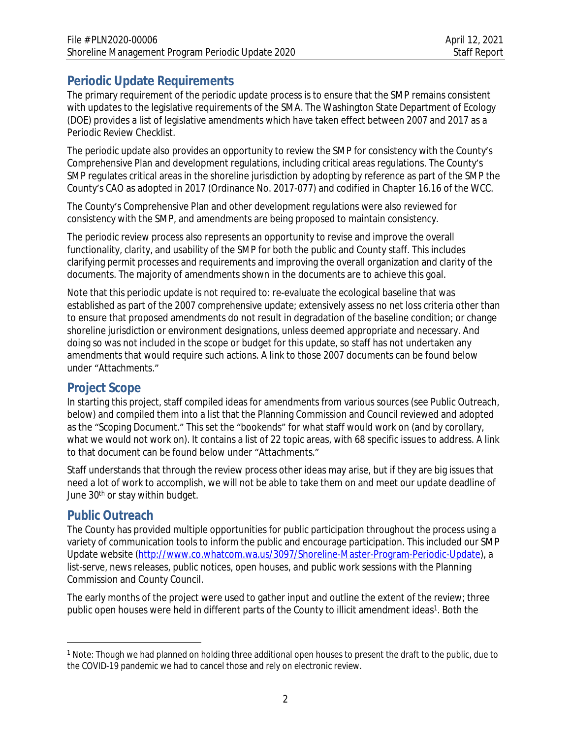## Periodic Update Requirements

The primary requirement of the periodic update process is to ensure that the SMP remains consistent with updates to the legislative requirements of the SMA. The Washington State Department of Ecology (DOE) provides a list of legislative amendments which have taken effect between 2007 and 2017 as a Periodic Review Checklist.

The periodic update also provides an opportunity to review the SMP for consistency with the County's Comprehensive Plan and development regulations, including critical areas regulations. The County's SMP regulates critical areas in the shoreline jurisdiction by adopting by reference as part of the SMP the County's CAO as adopted in 2017 (Ordinance No. 2017-077) and codified in Chapter 16.16 of the WCC.

The County's Comprehensive Plan and other development regulations were also reviewed for consistency with the SMP, and amendments are being proposed to maintain consistency.

The periodic review process also represents an opportunity to revise and improve the overall functionality, clarity, and usability of the SMP for both the public and County staff. This includes clarifying permit processes and requirements and improving the overall organization and clarity of the documents. The majority of amendments shown in the documents are to achieve this goal.

Note that this periodic update is not required to: re-evaluate the ecological baseline that was established as part of the 2007 comprehensive update; extensively assess no net loss criteria other than to ensure that proposed amendments do not result in degradation of the baseline condition; or change shoreline jurisdiction or environment designations, unless deemed appropriate and necessary. And doing so was not included in the scope or budget for this update, so staff has not undertaken any amendments that would require such actions. A link to those 2007 documents can be found below under "Attachments."

## Project Scope

In starting this project, staff compiled ideas for amendments from various sources (see Public Outreach, below) and compiled them into a list that the Planning Commission and Council reviewed and adopted as the "Scoping Document." This set the "bookends" for what staff would work on (and by corollary, what we would not work on). It contains a list of 22 topic areas, with 68 specific issues to address. A link to that document can be found below under "Attachments."

Staff understands that through the review process other ideas may arise, but if they are big issues that need a lot of work to accomplish, we will not be able to take them on and meet our update deadline of June 30th or stay within budget.

## Public Outreach

The County has provided multiple opportunities for public participation throughout the process using a variety of communication tools to inform the public and encourage participation. This included our SMP Update website (http://www.co.whatcom.wa.us/3097/Shoreline-Master-Program-Periodic-Update), a list-serve, news releases, public notices, open houses, and public work sessions with the Planning Commission and County Council.

The early months of the project were used to gather input and outline the extent of the review; three public open houses were held in different parts of the County to illicit amendment ideas[1]. Both the

[1] Note: Though we had planned on holding three additional open houses to present the draft to the public, due to the COVID-19 pandemic we had to cancel those and rely on electronic review.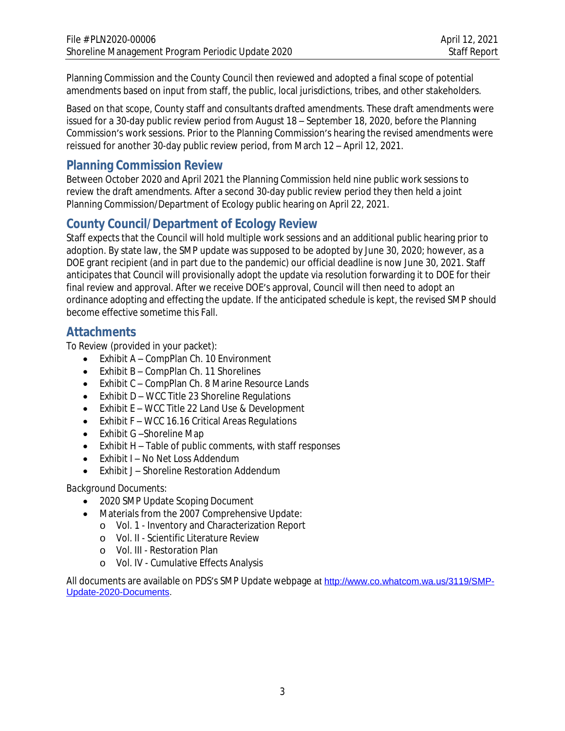Planning Commission and the County Council then reviewed and adopted a final scope of potential amendments based on input from staff, the public, local jurisdictions, tribes, and other stakeholders.

Based on that scope, County staff and consultants drafted amendments. These draft amendments were issued for a 30-day public review period from August 18 – September 18, 2020, before the Planning Commission's work sessions. Prior to the Planning Commission's hearing the revised amendments were reissued for another 30-day public review period, from March 12 – April 12, 2021.

## Planning Commission Review

Between October 2020 and April 2021 the Planning Commission held nine public work sessions to review the draft amendments. After a second 30-day public review period they then held a joint Planning Commission/Department of Ecology public hearing on April 22, 2021.

## County Council/Department of Ecology Review

Staff expects that the Council will hold multiple work sessions and an additional public hearing prior to adoption. By state law, the SMP update was supposed to be adopted by June 30, 2020; however, as a DOE grant recipient (and in part due to the pandemic) our official deadline is now June 30, 2021. Staff anticipates that Council will provisionally adopt the update via resolution forwarding it to DOE for their final review and approval. After we receive DOE's approval, Council will then need to adopt an ordinance adopting and effecting the update. If the anticipated schedule is kept, the revised SMP should become effective sometime this Fall.

## Attachments

To Review (provided in your packet):

- Exhibit A – CompPlan Ch. 10 Environment
- Exhibit B – CompPlan Ch. 11 Shorelines
- Exhibit C – CompPlan Ch. 8 Marine Resource Lands
- Exhibit D – WCC Title 23 Shoreline Regulations
- Exhibit E – WCC Title 22 Land Use & Development
- Exhibit F – WCC 16.16 Critical Areas Regulations
- Exhibit G –Shoreline Map
- Exhibit H – Table of public comments, with staff responses
- Exhibit I – No Net Loss Addendum
- Exhibit J – Shoreline Restoration Addendum

Background Documents:

- 2020 SMP Update Scoping Document
- Materials from the 2007 Comprehensive Update:
  - Vol. 1 - Inventory and Characterization Report
  - Vol. II - Scientific Literature Review
  - Vol. III - Restoration Plan
  - Vol. IV - Cumulative Effects Analysis

All documents are available on PDS's SMP Update webpage at http://www.co.whatcom.wa.us/3119/SMP-Update-2020-Documents.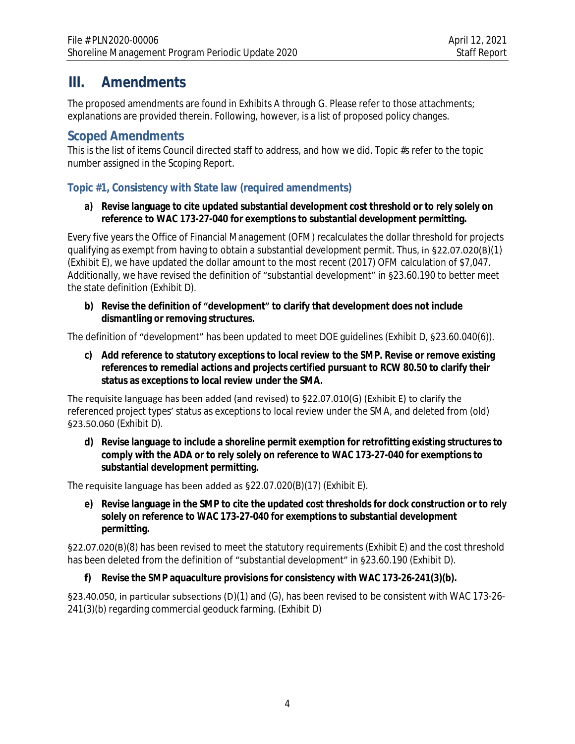# III. Amendments

The proposed amendments are found in Exhibits A through G. Please refer to those attachments; explanations are provided therein. Following, however, is a list of proposed policy changes.

## Scoped Amendments

This is the list of items Council directed staff to address, and how we did. Topic #s refer to the topic number assigned in the Scoping Report.

### Topic #1, Consistency with State law (required amendments)

**a) Revise language to cite updated substantial development cost threshold or to rely solely on reference to WAC 173-27-040 for exemptions to substantial development permitting.**

Every five years the Office of Financial Management (OFM) recalculates the dollar threshold for projects qualifying as exempt from having to obtain a substantial development permit. Thus, in §22.07.020(B)(1) (Exhibit E), we have updated the dollar amount to the most recent (2017) OFM calculation of $7,047. Additionally, we have revised the definition of "substantial development" in §23.60.190 to better meet the state definition (Exhibit D).

**b) Revise the definition of "development" to clarify that development does not include dismantling or removing structures.**

The definition of "development" has been updated to meet DOE guidelines (Exhibit D, §23.60.040(6)).

**c) Add reference to statutory exceptions to local review to the SMP. Revise or remove existing references to remedial actions and projects certified pursuant to RCW 80.50 to clarify their status as exceptions to local review under the SMA.**

The requisite language has been added (and revised) to §22.07.010(G) (Exhibit E) to clarify the referenced project types' status as exceptions to local review under the SMA, and deleted from (old) §23.50.060 (Exhibit D).

**d) Revise language to include a shoreline permit exemption for retrofitting existing structures to comply with the ADA or to rely solely on reference to WAC 173-27-040 for exemptions to substantial development permitting.**

The requisite language has been added as §22.07.020(B)(17) (Exhibit E).

**e) Revise language in the SMP to cite the updated cost thresholds for dock construction or to rely solely on reference to WAC 173-27-040 for exemptions to substantial development permitting.**

§22.07.020(B)(8) has been revised to meet the statutory requirements (Exhibit E) and the cost threshold has been deleted from the definition of "substantial development" in §23.60.190 (Exhibit D).

**f) Revise the SMP aquaculture provisions for consistency with WAC 173-26-241(3)(b).**

§23.40.050, in particular subsections (D)(1) and (G), has been revised to be consistent with WAC 173-26-241(3)(b) regarding commercial geoduck farming. (Exhibit D)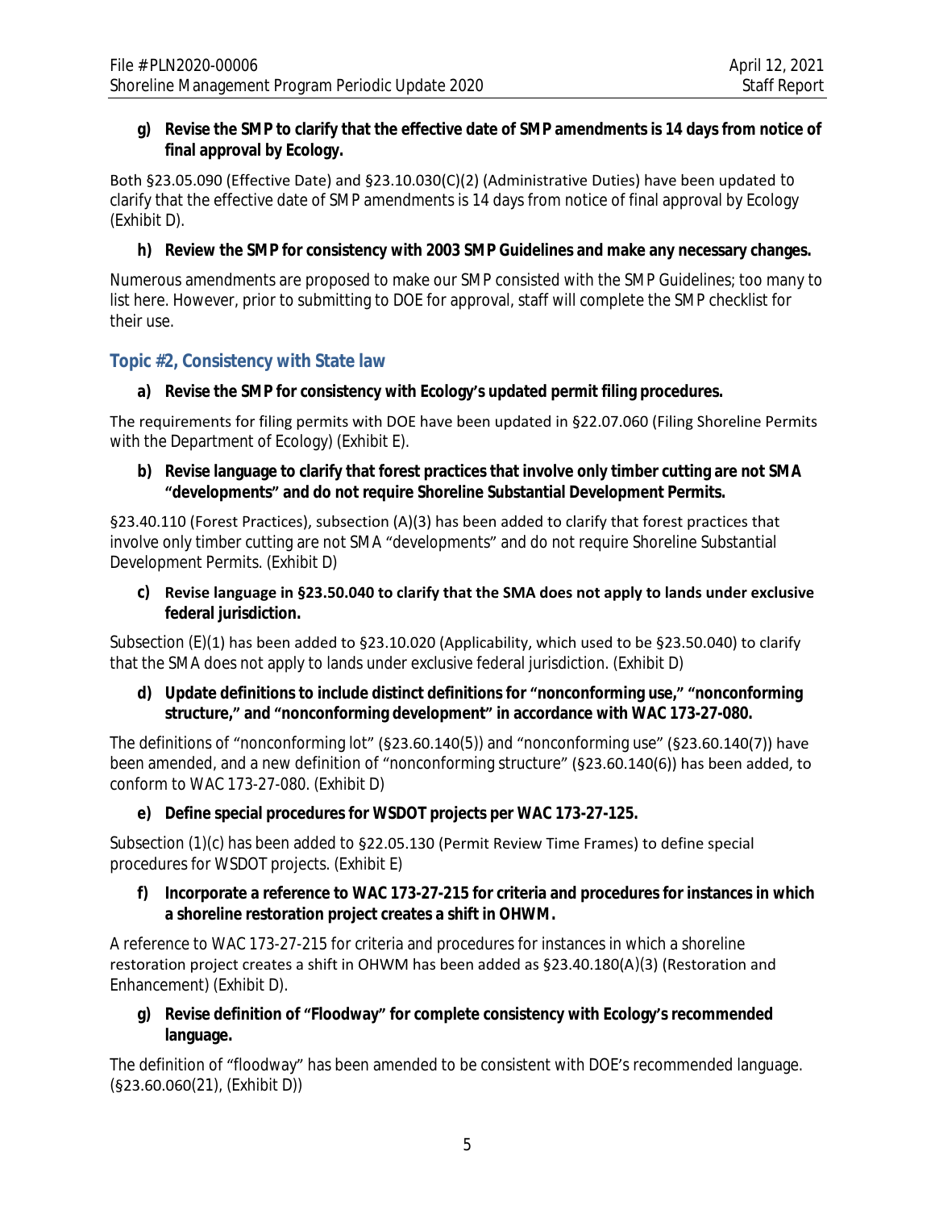**g) Revise the SMP to clarify that the effective date of SMP amendments is 14 days from notice of final approval by Ecology.**

Both §23.05.090 (Effective Date) and §23.10.030(C)(2) (Administrative Duties) have been updated to clarify that the effective date of SMP amendments is 14 days from notice of final approval by Ecology (Exhibit D).

**h) Review the SMP for consistency with 2003 SMP Guidelines and make any necessary changes.**

Numerous amendments are proposed to make our SMP consisted with the SMP Guidelines; too many to list here. However, prior to submitting to DOE for approval, staff will complete the SMP checklist for their use.

## Topic #2, Consistency with State law

**a) Revise the SMP for consistency with Ecology's updated permit filing procedures.**

The requirements for filing permits with DOE have been updated in §22.07.060 (Filing Shoreline Permits with the Department of Ecology) (Exhibit E).

**b) Revise language to clarify that forest practices that involve only timber cutting are not SMA "developments" and do not require Shoreline Substantial Development Permits.**

§23.40.110 (Forest Practices), subsection (A)(3) has been added to clarify that forest practices that involve only timber cutting are not SMA "developments" and do not require Shoreline Substantial Development Permits. (Exhibit D)

**c) Revise language in §23.50.040 to clarify that the SMA does not apply to lands under exclusive federal jurisdiction.**

Subsection (E)(1) has been added to §23.10.020 (Applicability, which used to be §23.50.040) to clarify that the SMA does not apply to lands under exclusive federal jurisdiction. (Exhibit D)

**d) Update definitions to include distinct definitions for "nonconforming use," "nonconforming structure," and "nonconforming development" in accordance with WAC 173-27-080.**

The definitions of "nonconforming lot" (§23.60.140(5)) and "nonconforming use" (§23.60.140(7)) have been amended, and a new definition of "nonconforming structure" (§23.60.140(6)) has been added, to conform to WAC 173-27-080. (Exhibit D)

**e) Define special procedures for WSDOT projects per WAC 173-27-125.**

Subsection (1)(c) has been added to §22.05.130 (Permit Review Time Frames) to define special procedures for WSDOT projects. (Exhibit E)

**f) Incorporate a reference to WAC 173-27-215 for criteria and procedures for instances in which a shoreline restoration project creates a shift in OHWM.**

A reference to WAC 173-27-215 for criteria and procedures for instances in which a shoreline restoration project creates a shift in OHWM has been added as §23.40.180(A)(3) (Restoration and Enhancement) (Exhibit D).

**g) Revise definition of "Floodway" for complete consistency with Ecology's recommended language.**

The definition of "floodway" has been amended to be consistent with DOE's recommended language. (§23.60.060(21), (Exhibit D))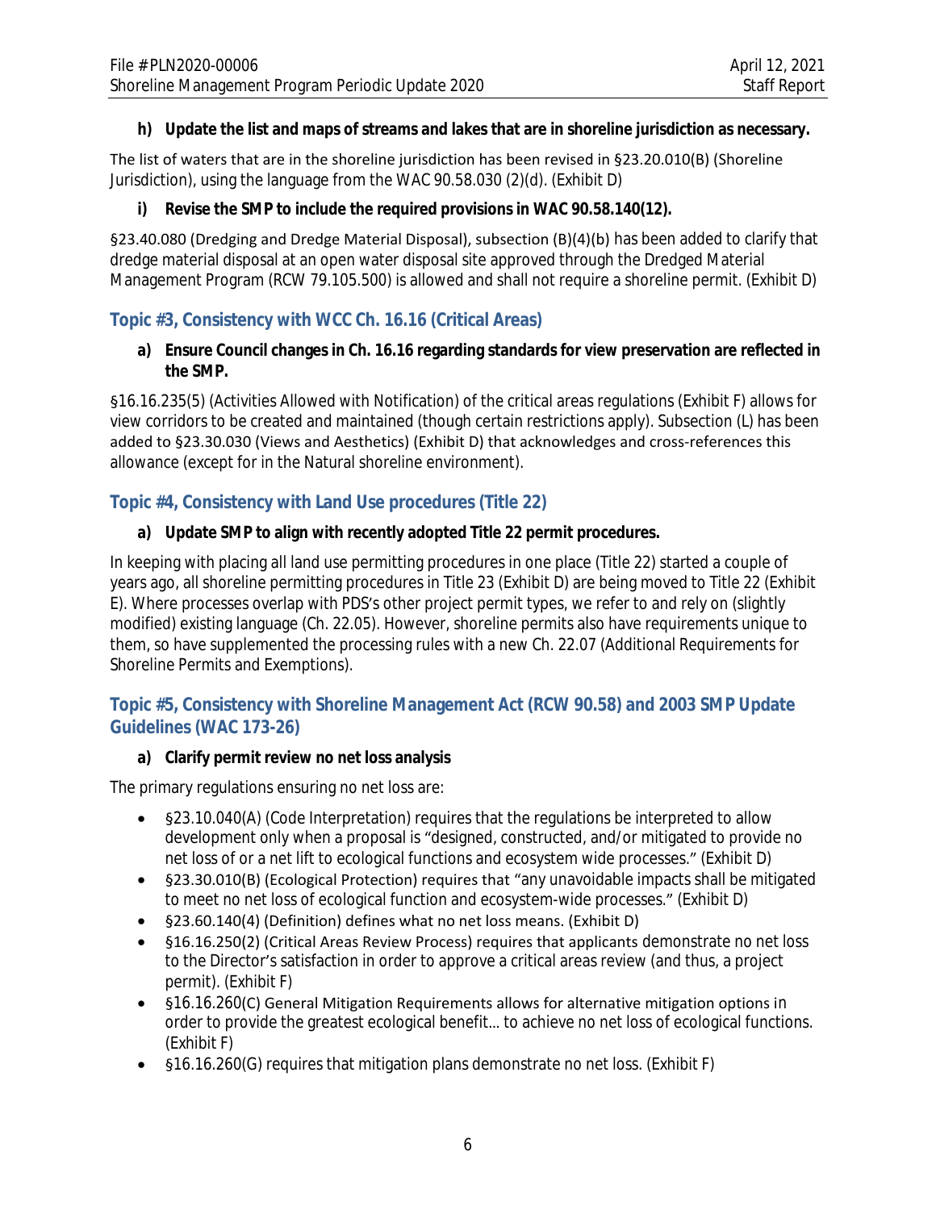**h) Update the list and maps of streams and lakes that are in shoreline jurisdiction as necessary.**

The list of waters that are in the shoreline jurisdiction has been revised in §23.20.010(B) (Shoreline Jurisdiction), using the language from the WAC 90.58.030 (2)(d). (Exhibit D)

**i) Revise the SMP to include the required provisions in WAC 90.58.140(12).**

§23.40.080 (Dredging and Dredge Material Disposal), subsection (B)(4)(b) has been added to clarify that dredge material disposal at an open water disposal site approved through the Dredged Material Management Program (RCW 79.105.500) is allowed and shall not require a shoreline permit. (Exhibit D)

### Topic #3, Consistency with WCC Ch. 16.16 (Critical Areas)

**a) Ensure Council changes in Ch. 16.16 regarding standards for view preservation are reflected in the SMP.**

§16.16.235(5) (Activities Allowed with Notification) of the critical areas regulations (Exhibit F) allows for view corridors to be created and maintained (though certain restrictions apply). Subsection (L) has been added to §23.30.030 (Views and Aesthetics) (Exhibit D) that acknowledges and cross-references this allowance (except for in the Natural shoreline environment).

### Topic #4, Consistency with Land Use procedures (Title 22)

**a) Update SMP to align with recently adopted Title 22 permit procedures.**

In keeping with placing all land use permitting procedures in one place (Title 22) started a couple of years ago, all shoreline permitting procedures in Title 23 (Exhibit D) are being moved to Title 22 (Exhibit E). Where processes overlap with PDS's other project permit types, we refer to and rely on (slightly modified) existing language (Ch. 22.05). However, shoreline permits also have requirements unique to them, so have supplemented the processing rules with a new Ch. 22.07 (Additional Requirements for Shoreline Permits and Exemptions).

### Topic #5, Consistency with Shoreline Management Act (RCW 90.58) and 2003 SMP Update Guidelines (WAC 173-26)

**a) Clarify permit review no net loss analysis**

The primary regulations ensuring no net loss are:

- §23.10.040(A) (Code Interpretation) requires that the regulations be interpreted to allow development only when a proposal is "designed, constructed, and/or mitigated to provide no net loss of or a net lift to ecological functions and ecosystem wide processes." (Exhibit D)
- §23.30.010(B) (Ecological Protection) requires that "any unavoidable impacts shall be mitigated to meet no net loss of ecological function and ecosystem-wide processes." (Exhibit D)
- §23.60.140(4) (Definition) defines what no net loss means. (Exhibit D)
- §16.16.250(2) (Critical Areas Review Process) requires that applicants demonstrate no net loss to the Director's satisfaction in order to approve a critical areas review (and thus, a project permit). (Exhibit F)
- §16.16.260(C) General Mitigation Requirements allows for alternative mitigation options in order to provide the greatest ecological benefit… to achieve no net loss of ecological functions. (Exhibit F)
- §16.16.260(G) requires that mitigation plans demonstrate no net loss. (Exhibit F)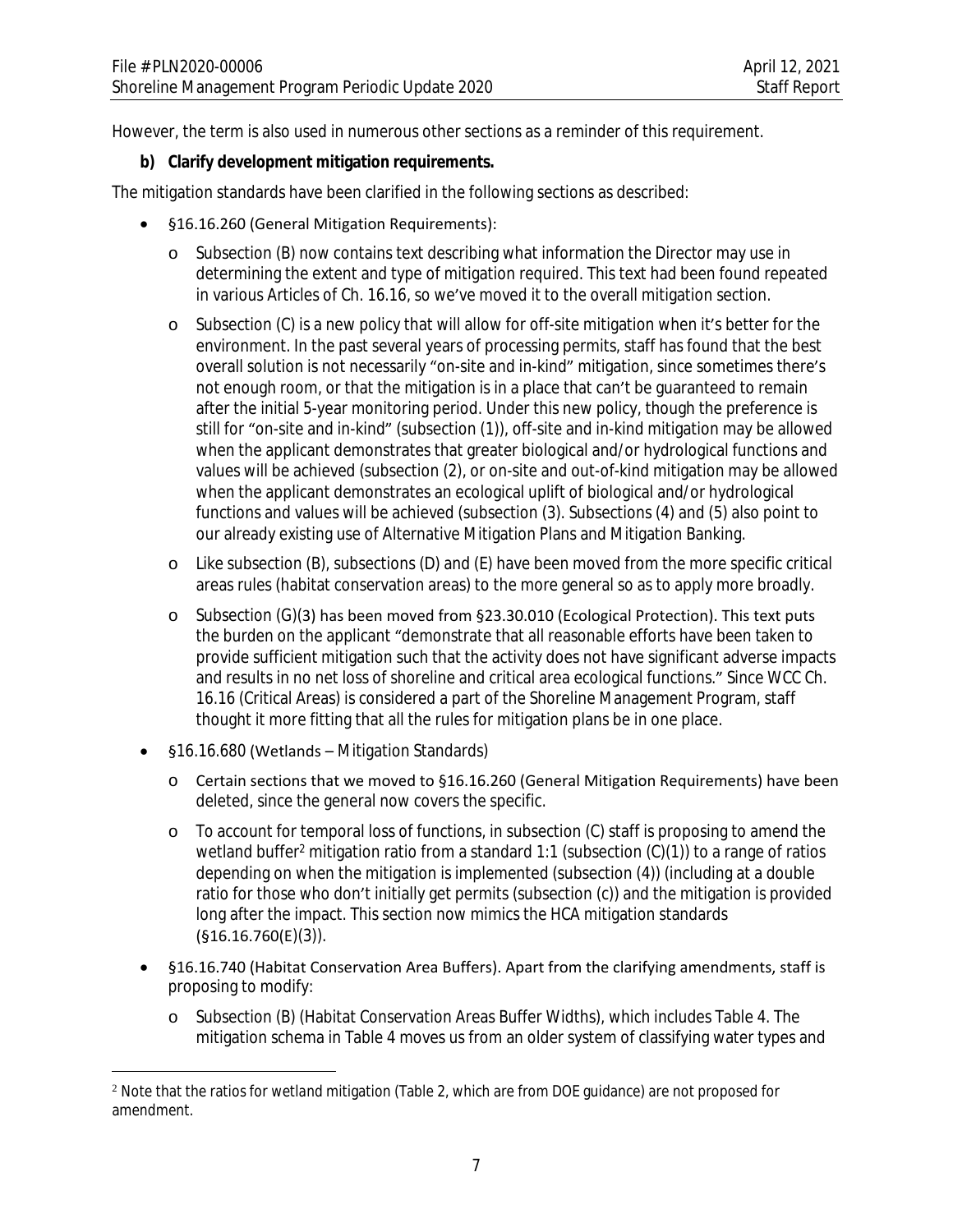However, the term is also used in numerous other sections as a reminder of this requirement.

**b) Clarify development mitigation requirements.**

The mitigation standards have been clarified in the following sections as described:

- §16.16.260 (General Mitigation Requirements):
  - Subsection (B) now contains text describing what information the Director may use in determining the extent and type of mitigation required. This text had been found repeated in various Articles of Ch. 16.16, so we've moved it to the overall mitigation section.
  - Subsection (C) is a new policy that will allow for off-site mitigation when it's better for the environment. In the past several years of processing permits, staff has found that the best overall solution is not necessarily "on-site and in-kind" mitigation, since sometimes there's not enough room, or that the mitigation is in a place that can't be guaranteed to remain after the initial 5-year monitoring period. Under this new policy, though the preference is still for "on-site and in-kind" (subsection (1)), off-site and in-kind mitigation may be allowed when the applicant demonstrates that greater biological and/or hydrological functions and values will be achieved (subsection (2), or on-site and out-of-kind mitigation may be allowed when the applicant demonstrates an ecological uplift of biological and/or hydrological functions and values will be achieved (subsection (3). Subsections (4) and (5) also point to our already existing use of Alternative Mitigation Plans and Mitigation Banking.
  - Like subsection (B), subsections (D) and (E) have been moved from the more specific critical areas rules (habitat conservation areas) to the more general so as to apply more broadly.
  - Subsection (G)(3) has been moved from §23.30.010 (Ecological Protection). This text puts the burden on the applicant "demonstrate that all reasonable efforts have been taken to provide sufficient mitigation such that the activity does not have significant adverse impacts and results in no net loss of shoreline and critical area ecological functions." Since WCC Ch. 16.16 (Critical Areas) is considered a part of the Shoreline Management Program, staff thought it more fitting that all the rules for mitigation plans be in one place.
- §16.16.680 (Wetlands – Mitigation Standards)
  - Certain sections that we moved to §16.16.260 (General Mitigation Requirements) have been deleted, since the general now covers the specific.
  - To account for temporal loss of functions, in subsection (C) staff is proposing to amend the wetland buffer[2] mitigation ratio from a standard 1:1 (subsection (C)(1)) to a range of ratios depending on when the mitigation is implemented (subsection (4)) (including at a double ratio for those who don't initially get permits (subsection (c)) and the mitigation is provided long after the impact. This section now mimics the HCA mitigation standards (§16.16.760(E)(3)).
- §16.16.740 (Habitat Conservation Area Buffers). Apart from the clarifying amendments, staff is proposing to modify:
  - Subsection (B) (Habitat Conservation Areas Buffer Widths), which includes Table 4. The mitigation schema in Table 4 moves us from an older system of classifying water types and

[2] Note that the ratios for wetland mitigation (Table 2, which are from DOE guidance) are not proposed for amendment.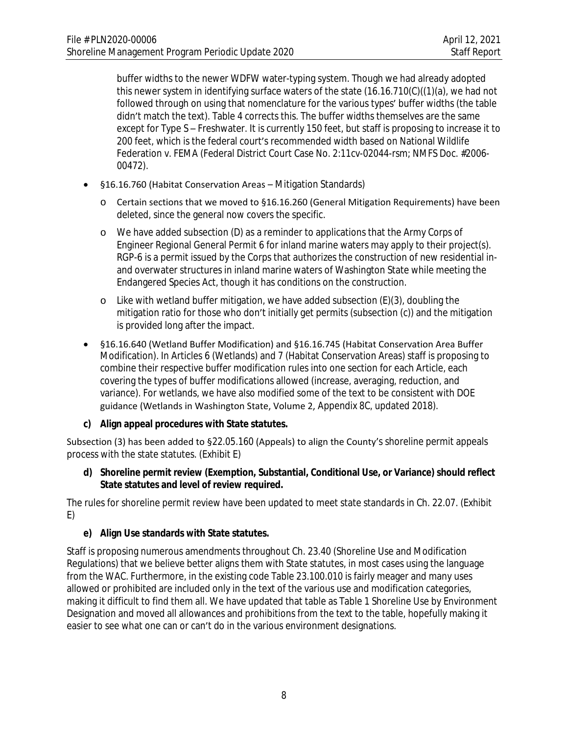buffer widths to the newer WDFW water-typing system. Though we had already adopted this newer system in identifying surface waters of the state (16.16.710(C)((1)(a), we had not followed through on using that nomenclature for the various types' buffer widths (the table didn't match the text). Table 4 corrects this. The buffer widths themselves are the same except for Type S – Freshwater. It is currently 150 feet, but staff is proposing to increase it to 200 feet, which is the federal court's recommended width based on National Wildlife Federation v. FEMA (Federal District Court Case No. 2:11cv-02044-rsm; NMFS Doc. #2006-00472).

- §16.16.760 (Habitat Conservation Areas – Mitigation Standards)
  - Certain sections that we moved to §16.16.260 (General Mitigation Requirements) have been deleted, since the general now covers the specific.
  - We have added subsection (D) as a reminder to applications that the Army Corps of Engineer Regional General Permit 6 for inland marine waters may apply to their project(s). RGP-6 is a permit issued by the Corps that authorizes the construction of new residential in- and overwater structures in inland marine waters of Washington State while meeting the Endangered Species Act, though it has conditions on the construction.
  - Like with wetland buffer mitigation, we have added subsection (E)(3), doubling the mitigation ratio for those who don't initially get permits (subsection (c)) and the mitigation is provided long after the impact.
- §16.16.640 (Wetland Buffer Modification) and §16.16.745 (Habitat Conservation Area Buffer Modification). In Articles 6 (Wetlands) and 7 (Habitat Conservation Areas) staff is proposing to combine their respective buffer modification rules into one section for each Article, each covering the types of buffer modifications allowed (increase, averaging, reduction, and variance). For wetlands, we have also modified some of the text to be consistent with DOE guidance (Wetlands in Washington State, Volume 2, Appendix 8C, updated 2018).

**c) Align appeal procedures with State statutes.**

Subsection (3) has been added to §22.05.160 (Appeals) to align the County's shoreline permit appeals process with the state statutes. (Exhibit E)

**d) Shoreline permit review (Exemption, Substantial, Conditional Use, or Variance) should reflect State statutes and level of review required.**

The rules for shoreline permit review have been updated to meet state standards in Ch. 22.07. (Exhibit E)

**e) Align Use standards with State statutes.**

Staff is proposing numerous amendments throughout Ch. 23.40 (Shoreline Use and Modification Regulations) that we believe better aligns them with State statutes, in most cases using the language from the WAC. Furthermore, in the existing code Table 23.100.010 is fairly meager and many uses allowed or prohibited are included only in the text of the various use and modification categories, making it difficult to find them all. We have updated that table as Table 1 Shoreline Use by Environment Designation and moved all allowances and prohibitions from the text to the table, hopefully making it easier to see what one can or can't do in the various environment designations.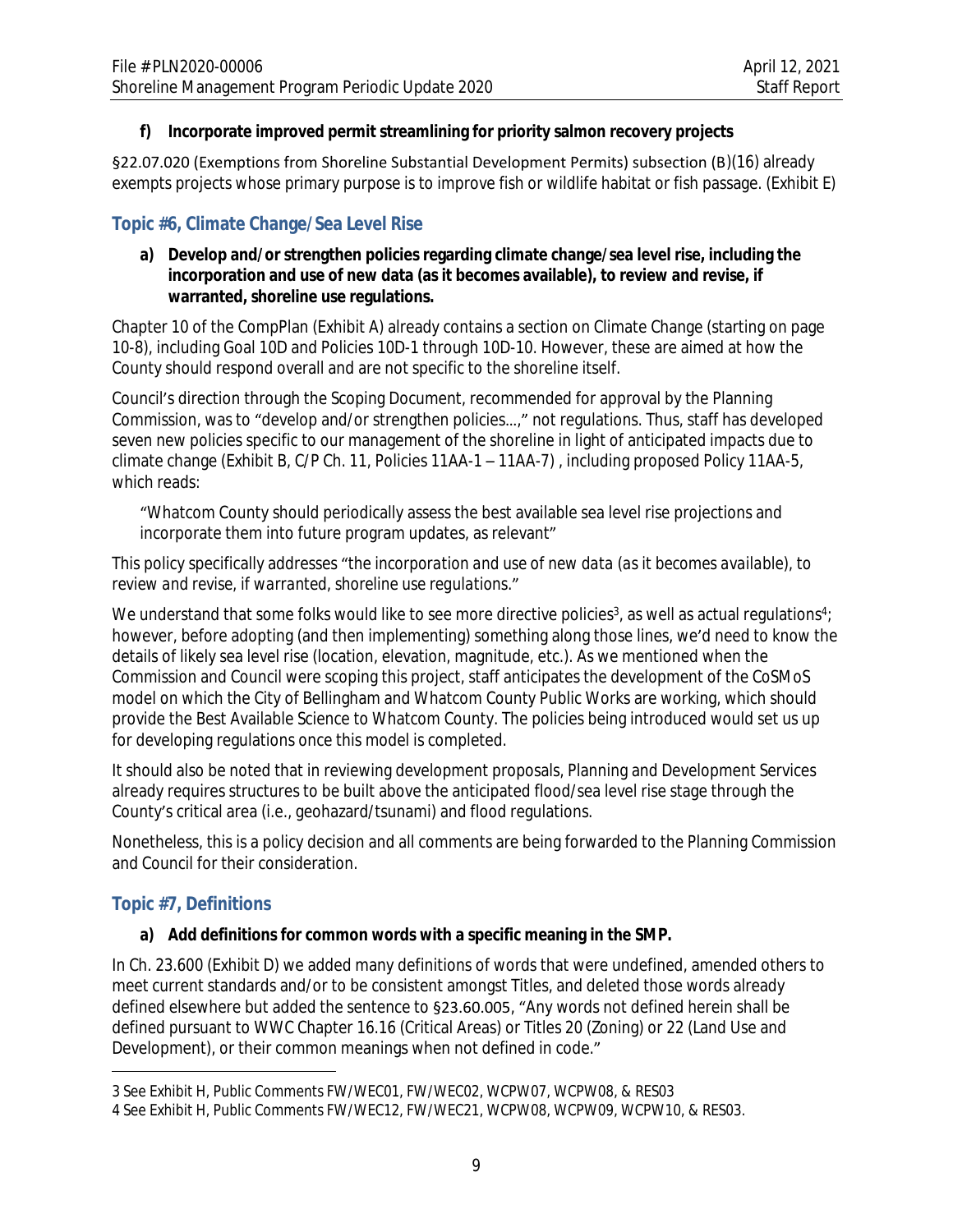**f) Incorporate improved permit streamlining for priority salmon recovery projects**

§22.07.020 (Exemptions from Shoreline Substantial Development Permits) subsection (B)(16) already exempts projects whose primary purpose is to improve fish or wildlife habitat or fish passage. (Exhibit E)

## Topic #6, Climate Change/Sea Level Rise

**a) Develop and/or strengthen policies regarding climate change/sea level rise, including the incorporation and use of new data (as it becomes available), to review and revise, if warranted, shoreline use regulations.**

Chapter 10 of the CompPlan (Exhibit A) already contains a section on Climate Change (starting on page 10-8), including Goal 10D and Policies 10D-1 through 10D-10. However, these are aimed at how the County should respond overall and are not specific to the shoreline itself.

Council's direction through the Scoping Document, recommended for approval by the Planning Commission, was to "develop and/or strengthen policies…," not regulations. Thus, staff has developed seven new policies specific to our management of the shoreline in light of anticipated impacts due to climate change (Exhibit B, C/P Ch. 11, Policies 11AA-1 – 11AA-7) , including proposed Policy 11AA-5, which reads:

> "Whatcom County should periodically assess the best available sea level rise projections and incorporate them into future program updates, as relevant"

This policy specifically addresses "*the incorporation and use of new data (as it becomes available), to review and revise, if warranted, shoreline use regulations.*"

We understand that some folks would like to see more directive policies[3], as well as actual regulations[4]; however, before adopting (and then implementing) something along those lines, we'd need to know the details of likely sea level rise (location, elevation, magnitude, etc.). As we mentioned when the Commission and Council were scoping this project, staff anticipates the development of the CoSMoS model on which the City of Bellingham and Whatcom County Public Works are working, which should provide the Best Available Science to Whatcom County. The policies being introduced would set us up for developing regulations once this model is completed.

It should also be noted that in reviewing development proposals, Planning and Development Services already requires structures to be built above the anticipated flood/sea level rise stage through the County's critical area (i.e., geohazard/tsunami) and flood regulations.

Nonetheless, this is a policy decision and all comments are being forwarded to the Planning Commission and Council for their consideration.

## Topic #7, Definitions

**a) Add definitions for common words with a specific meaning in the SMP.**

In Ch. 23.600 (Exhibit D) we added many definitions of words that were undefined, amended others to meet current standards and/or to be consistent amongst Titles, and deleted those words already defined elsewhere but added the sentence to §23.60.005, "Any words not defined herein shall be defined pursuant to WWC Chapter 16.16 (Critical Areas) or Titles 20 (Zoning) or 22 (Land Use and Development), or their common meanings when not defined in code."

---

3 See Exhibit H, Public Comments FW/WEC01, FW/WEC02, WCPW07, WCPW08, & RES03

4 See Exhibit H, Public Comments FW/WEC12, FW/WEC21, WCPW08, WCPW09, WCPW10, & RES03.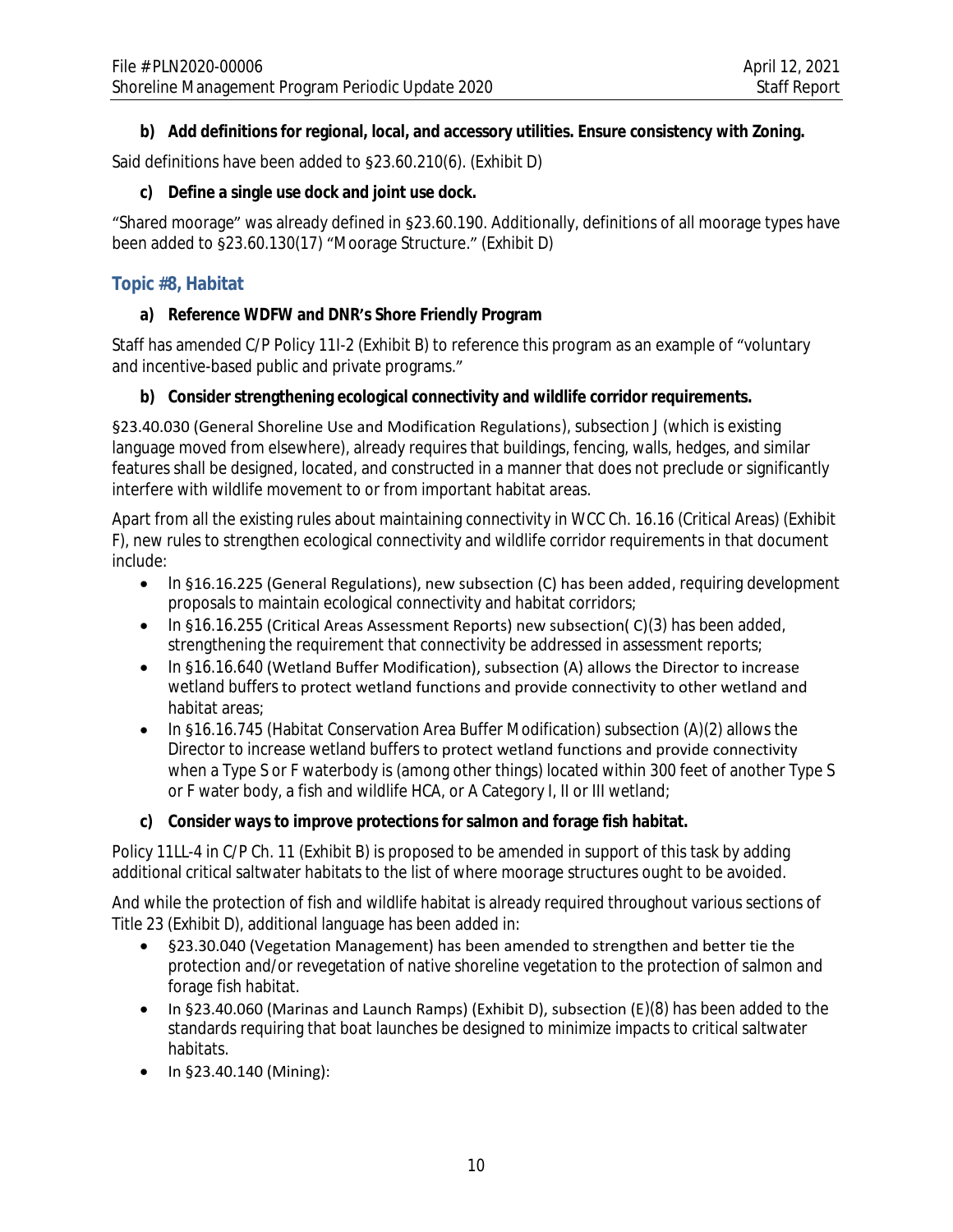**b) Add definitions for regional, local, and accessory utilities. Ensure consistency with Zoning.**

Said definitions have been added to §23.60.210(6). (Exhibit D)

**c) Define a single use dock and joint use dock.**

"Shared moorage" was already defined in §23.60.190. Additionally, definitions of all moorage types have been added to §23.60.130(17) "Moorage Structure." (Exhibit D)

## Topic #8, Habitat

**a) Reference WDFW and DNR's Shore Friendly Program**

Staff has amended C/P Policy 11I-2 (Exhibit B) to reference this program as an example of "voluntary and incentive-based public and private programs."

**b) Consider strengthening ecological connectivity and wildlife corridor requirements.**

§23.40.030 (General Shoreline Use and Modification Regulations), subsection J (which is existing language moved from elsewhere), already requires that buildings, fencing, walls, hedges, and similar features shall be designed, located, and constructed in a manner that does not preclude or significantly interfere with wildlife movement to or from important habitat areas.

Apart from all the existing rules about maintaining connectivity in WCC Ch. 16.16 (Critical Areas) (Exhibit F), new rules to strengthen ecological connectivity and wildlife corridor requirements in that document include:

- In §16.16.225 (General Regulations), new subsection (C) has been added, requiring development proposals to maintain ecological connectivity and habitat corridors;
- In §16.16.255 (Critical Areas Assessment Reports) new subsection( C)(3) has been added, strengthening the requirement that connectivity be addressed in assessment reports;
- In §16.16.640 (Wetland Buffer Modification), subsection (A) allows the Director to increase wetland buffers to protect wetland functions and provide connectivity to other wetland and habitat areas;
- In §16.16.745 (Habitat Conservation Area Buffer Modification) subsection (A)(2) allows the Director to increase wetland buffers to protect wetland functions and provide connectivity when a Type S or F waterbody is (among other things) located within 300 feet of another Type S or F water body, a fish and wildlife HCA, or A Category I, II or III wetland;

**c) Consider ways to improve protections for salmon and forage fish habitat.**

Policy 11LL-4 in C/P Ch. 11 (Exhibit B) is proposed to be amended in support of this task by adding additional critical saltwater habitats to the list of where moorage structures ought to be avoided.

And while the protection of fish and wildlife habitat is already required throughout various sections of Title 23 (Exhibit D), additional language has been added in:

- §23.30.040 (Vegetation Management) has been amended to strengthen and better tie the protection and/or revegetation of native shoreline vegetation to the protection of salmon and forage fish habitat.
- In §23.40.060 (Marinas and Launch Ramps) (Exhibit D), subsection (E)(8) has been added to the standards requiring that boat launches be designed to minimize impacts to critical saltwater habitats.
- In §23.40.140 (Mining):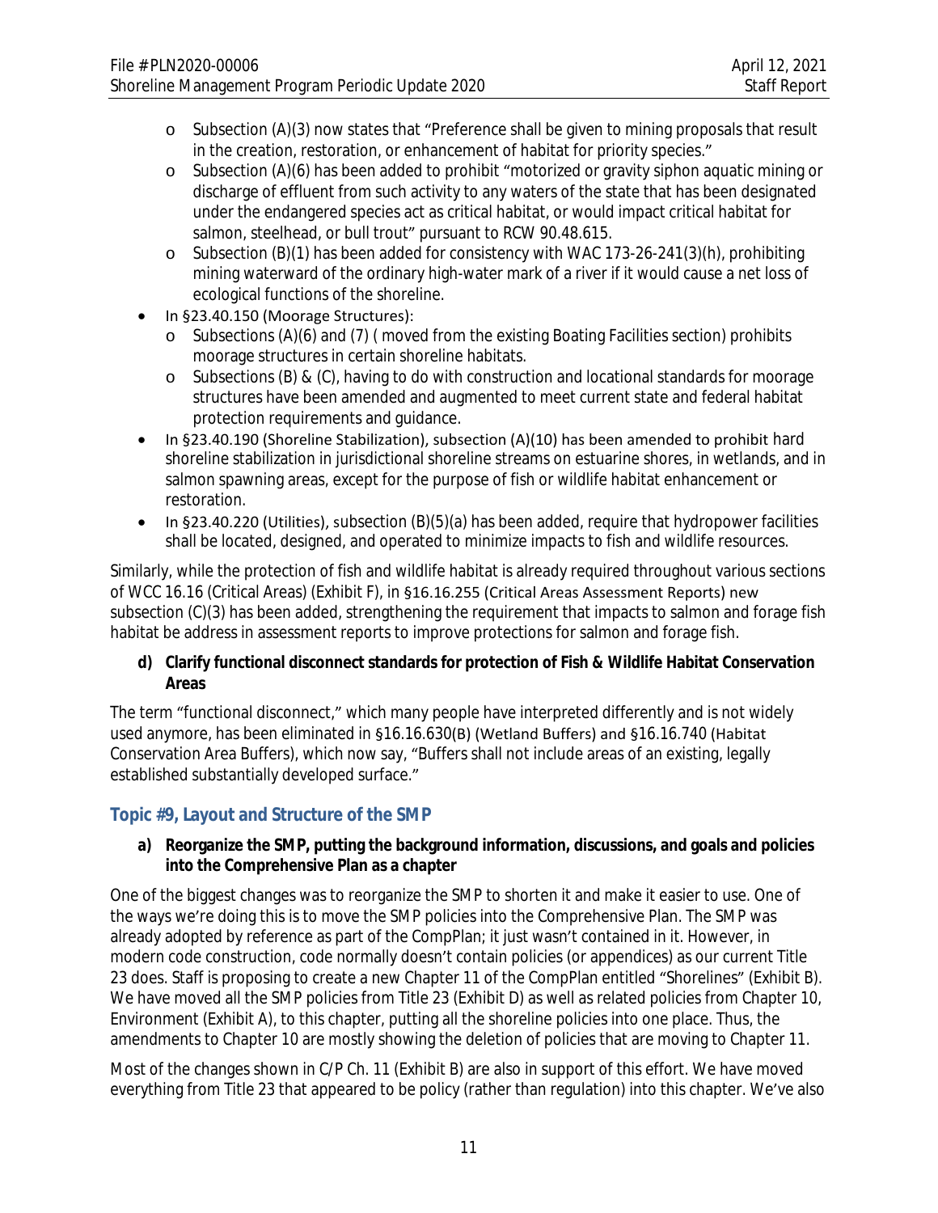- Subsection (A)(3) now states that "Preference shall be given to mining proposals that result in the creation, restoration, or enhancement of habitat for priority species."
  - Subsection (A)(6) has been added to prohibit "motorized or gravity siphon aquatic mining or discharge of effluent from such activity to any waters of the state that has been designated under the endangered species act as critical habitat, or would impact critical habitat for salmon, steelhead, or bull trout" pursuant to RCW 90.48.615.
  - Subsection (B)(1) has been added for consistency with WAC 173-26-241(3)(h), prohibiting mining waterward of the ordinary high-water mark of a river if it would cause a net loss of ecological functions of the shoreline.
- In §23.40.150 (Moorage Structures):
  - Subsections (A)(6) and (7) ( moved from the existing Boating Facilities section) prohibits moorage structures in certain shoreline habitats.
  - Subsections (B) & (C), having to do with construction and locational standards for moorage structures have been amended and augmented to meet current state and federal habitat protection requirements and guidance.
- In §23.40.190 (Shoreline Stabilization), subsection (A)(10) has been amended to prohibit hard shoreline stabilization in jurisdictional shoreline streams on estuarine shores, in wetlands, and in salmon spawning areas, except for the purpose of fish or wildlife habitat enhancement or restoration.
- In §23.40.220 (Utilities), subsection (B)(5)(a) has been added, require that hydropower facilities shall be located, designed, and operated to minimize impacts to fish and wildlife resources.

Similarly, while the protection of fish and wildlife habitat is already required throughout various sections of WCC 16.16 (Critical Areas) (Exhibit F), in §16.16.255 (Critical Areas Assessment Reports) new subsection (C)(3) has been added, strengthening the requirement that impacts to salmon and forage fish habitat be address in assessment reports to improve protections for salmon and forage fish.

**d) Clarify functional disconnect standards for protection of Fish & Wildlife Habitat Conservation Areas**

The term "functional disconnect," which many people have interpreted differently and is not widely used anymore, has been eliminated in §16.16.630(B) (Wetland Buffers) and §16.16.740 (Habitat Conservation Area Buffers), which now say, "Buffers shall not include areas of an existing, legally established substantially developed surface."

## Topic #9, Layout and Structure of the SMP

**a) Reorganize the SMP, putting the background information, discussions, and goals and policies into the Comprehensive Plan as a chapter**

One of the biggest changes was to reorganize the SMP to shorten it and make it easier to use. One of the ways we're doing this is to move the SMP policies into the Comprehensive Plan. The SMP was already adopted by reference as part of the CompPlan; it just wasn't contained in it. However, in modern code construction, code normally doesn't contain policies (or appendices) as our current Title 23 does. Staff is proposing to create a new Chapter 11 of the CompPlan entitled "Shorelines" (Exhibit B). We have moved all the SMP policies from Title 23 (Exhibit D) as well as related policies from Chapter 10, Environment (Exhibit A), to this chapter, putting all the shoreline policies into one place. Thus, the amendments to Chapter 10 are mostly showing the deletion of policies that are moving to Chapter 11.

Most of the changes shown in C/P Ch. 11 (Exhibit B) are also in support of this effort. We have moved everything from Title 23 that appeared to be policy (rather than regulation) into this chapter. We've also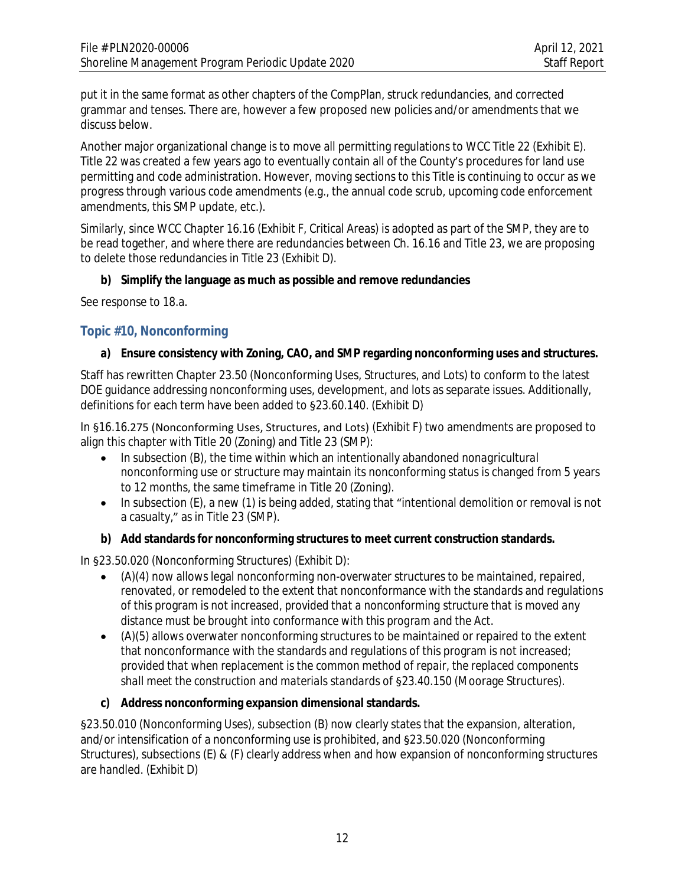put it in the same format as other chapters of the CompPlan, struck redundancies, and corrected grammar and tenses. There are, however a few proposed new policies and/or amendments that we discuss below.

Another major organizational change is to move all permitting regulations to WCC Title 22 (Exhibit E). Title 22 was created a few years ago to eventually contain all of the County's procedures for land use permitting and code administration. However, moving sections to this Title is continuing to occur as we progress through various code amendments (e.g., the annual code scrub, upcoming code enforcement amendments, this SMP update, etc.).

Similarly, since WCC Chapter 16.16 (Exhibit F, Critical Areas) is adopted as part of the SMP, they are to be read together, and where there are redundancies between Ch. 16.16 and Title 23, we are proposing to delete those redundancies in Title 23 (Exhibit D).

**b) Simplify the language as much as possible and remove redundancies**

See response to 18.a.

### Topic #10, Nonconforming

**a) Ensure consistency with Zoning, CAO, and SMP regarding nonconforming uses and structures.**

Staff has rewritten Chapter 23.50 (Nonconforming Uses, Structures, and Lots) to conform to the latest DOE guidance addressing nonconforming uses, development, and lots as separate issues. Additionally, definitions for each term have been added to §23.60.140. (Exhibit D)

In §16.16.275 (Nonconforming Uses, Structures, and Lots) (Exhibit F) two amendments are proposed to align this chapter with Title 20 (Zoning) and Title 23 (SMP):

- In subsection (B), the time within which an intentionally abandoned nonagricultural nonconforming use or structure may maintain its nonconforming status is changed from 5 years to 12 months, the same timeframe in Title 20 (Zoning).
- In subsection (E), a new (1) is being added, stating that "intentional demolition or removal is not a casualty," as in Title 23 (SMP).

**b) Add standards for nonconforming structures to meet current construction standards.**

In §23.50.020 (Nonconforming Structures) (Exhibit D):

- (A)(4) now allows legal nonconforming non-overwater structures to be maintained, repaired, renovated, or remodeled to the extent that nonconformance with the standards and regulations of this program is not increased, *provided that a nonconforming structure that is moved any distance must be brought into conformance with this program and the Act.*
- (A)(5) allows overwater nonconforming structures to be maintained or repaired to the extent that nonconformance with the standards and regulations of this program is not increased; *provided that when replacement is the common method of repair, the replaced components shall meet the construction and materials standards of §23.40.150 (Moorage Structures).*

**c) Address nonconforming expansion dimensional standards.**

§23.50.010 (Nonconforming Uses), subsection (B) now clearly states that the expansion, alteration, and/or intensification of a nonconforming use is prohibited, and §23.50.020 (Nonconforming Structures), subsections (E) & (F) clearly address when and how expansion of nonconforming structures are handled. (Exhibit D)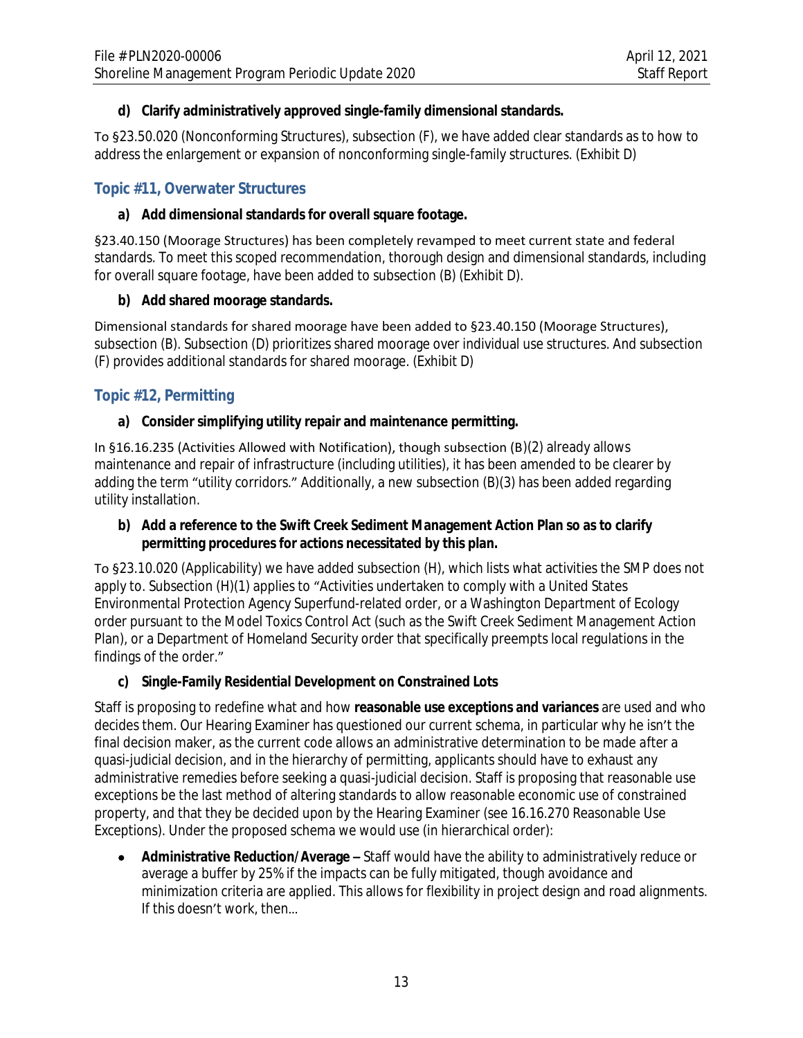**d) Clarify administratively approved single-family dimensional standards.**

To §23.50.020 (Nonconforming Structures), subsection (F), we have added clear standards as to how to address the enlargement or expansion of nonconforming single-family structures. (Exhibit D)

## Topic #11, Overwater Structures

**a) Add dimensional standards for overall square footage.**

§23.40.150 (Moorage Structures) has been completely revamped to meet current state and federal standards. To meet this scoped recommendation, thorough design and dimensional standards, including for overall square footage, have been added to subsection (B) (Exhibit D).

**b) Add shared moorage standards.**

Dimensional standards for shared moorage have been added to §23.40.150 (Moorage Structures), subsection (B). Subsection (D) prioritizes shared moorage over individual use structures. And subsection (F) provides additional standards for shared moorage. (Exhibit D)

## Topic #12, Permitting

**a) Consider simplifying utility repair and maintenance permitting.**

In §16.16.235 (Activities Allowed with Notification), though subsection (B)(2) already allows maintenance and repair of infrastructure (including utilities), it has been amended to be clearer by adding the term "utility corridors." Additionally, a new subsection (B)(3) has been added regarding utility installation.

**b) Add a reference to the Swift Creek Sediment Management Action Plan so as to clarify permitting procedures for actions necessitated by this plan.**

To §23.10.020 (Applicability) we have added subsection (H), which lists what activities the SMP does not apply to. Subsection (H)(1) applies to "Activities undertaken to comply with a United States Environmental Protection Agency Superfund-related order, or a Washington Department of Ecology order pursuant to the Model Toxics Control Act (such as the Swift Creek Sediment Management Action Plan), or a Department of Homeland Security order that specifically preempts local regulations in the findings of the order."

**c) Single-Family Residential Development on Constrained Lots**

Staff is proposing to redefine what and how **reasonable use exceptions and variances** are used and who decides them. Our Hearing Examiner has questioned our current schema, in particular why he isn't the final decision maker, as the current code allows an administrative determination to be made after a quasi-judicial decision, and in the hierarchy of permitting, applicants should have to exhaust any administrative remedies before seeking a quasi-judicial decision. Staff is proposing that reasonable use exceptions be the last method of altering standards to allow reasonable economic use of constrained property, and that they be decided upon by the Hearing Examiner (see 16.16.270 Reasonable Use Exceptions). Under the proposed schema we would use (in hierarchical order):

- **Administrative Reduction/Average –** Staff would have the ability to administratively reduce or average a buffer by 25% if the impacts can be fully mitigated, though avoidance and minimization criteria are applied. This allows for flexibility in project design and road alignments. If this doesn't work, then…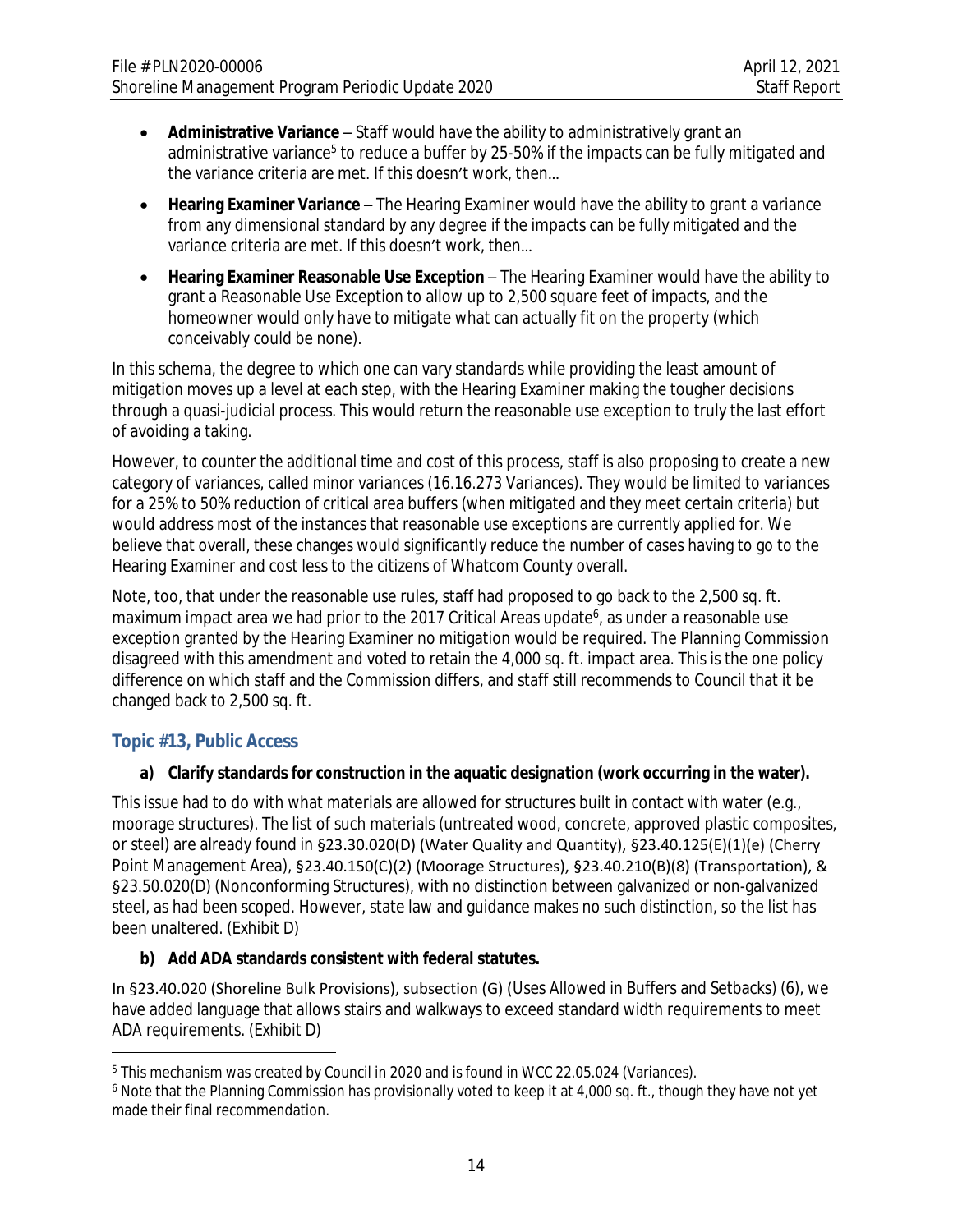- **Administrative Variance** – Staff would have the ability to administratively grant an administrative variance[5] to reduce a buffer by 25-50% if the impacts can be fully mitigated and the variance criteria are met. If this doesn't work, then…
- **Hearing Examiner Variance** – The Hearing Examiner would have the ability to grant a variance from any dimensional standard by any degree if the impacts can be fully mitigated and the variance criteria are met. If this doesn't work, then…
- **Hearing Examiner Reasonable Use Exception** – The Hearing Examiner would have the ability to grant a Reasonable Use Exception to allow up to 2,500 square feet of impacts, and the homeowner would only have to mitigate what can actually fit on the property (which conceivably could be none).

In this schema, the degree to which one can vary standards while providing the least amount of mitigation moves up a level at each step, with the Hearing Examiner making the tougher decisions through a quasi-judicial process. This would return the reasonable use exception to truly the last effort of avoiding a taking.

However, to counter the additional time and cost of this process, staff is also proposing to create a new category of variances, called minor variances (16.16.273 Variances). They would be limited to variances for a 25% to 50% reduction of critical area buffers (when mitigated and they meet certain criteria) but would address most of the instances that reasonable use exceptions are currently applied for. We believe that overall, these changes would significantly reduce the number of cases having to go to the Hearing Examiner and cost less to the citizens of Whatcom County overall.

Note, too, that under the reasonable use rules, staff had proposed to go back to the 2,500 sq. ft. maximum impact area we had prior to the 2017 Critical Areas update[6], as under a reasonable use exception granted by the Hearing Examiner no mitigation would be required. The Planning Commission disagreed with this amendment and voted to retain the 4,000 sq. ft. impact area. This is the one policy difference on which staff and the Commission differs, and staff still recommends to Council that it be changed back to 2,500 sq. ft.

## Topic #13, Public Access

**a) Clarify standards for construction in the aquatic designation (work occurring in the water).**

This issue had to do with what materials are allowed for structures built in contact with water (e.g., moorage structures). The list of such materials (untreated wood, concrete, approved plastic composites, or steel) are already found in §23.30.020(D) (Water Quality and Quantity), §23.40.125(E)(1)(e) (Cherry Point Management Area), §23.40.150(C)(2) (Moorage Structures), §23.40.210(B)(8) (Transportation), & §23.50.020(D) (Nonconforming Structures), with no distinction between galvanized or non-galvanized steel, as had been scoped. However, state law and guidance makes no such distinction, so the list has been unaltered. (Exhibit D)

**b) Add ADA standards consistent with federal statutes.**

In §23.40.020 (Shoreline Bulk Provisions), subsection (G) (Uses Allowed in Buffers and Setbacks) (6), we have added language that allows stairs and walkways to exceed standard width requirements to meet ADA requirements. (Exhibit D)

---

[5] This mechanism was created by Council in 2020 and is found in WCC 22.05.024 (Variances).

[6] Note that the Planning Commission has provisionally voted to keep it at 4,000 sq. ft., though they have not yet made their final recommendation.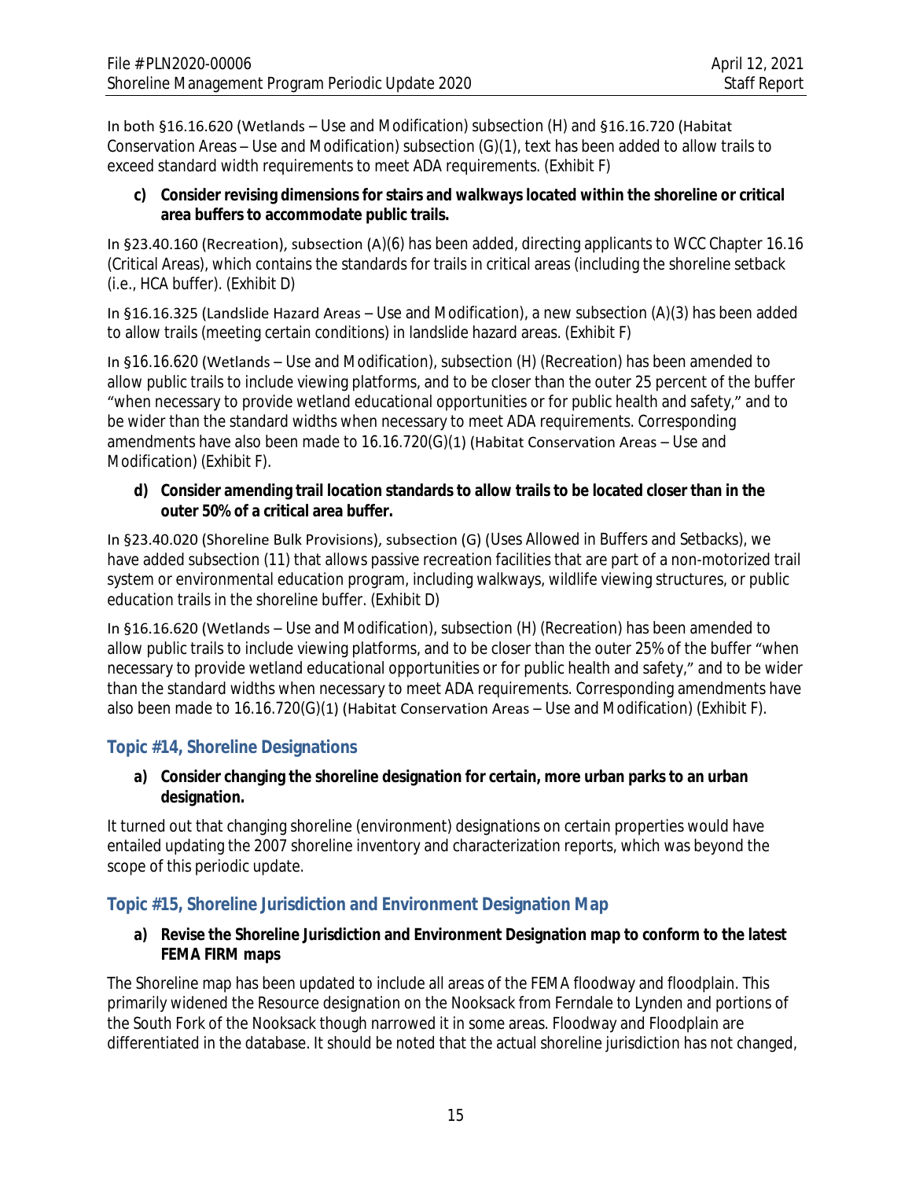In both §16.16.620 (Wetlands – Use and Modification) subsection (H) and §16.16.720 (Habitat Conservation Areas – Use and Modification) subsection (G)(1), text has been added to allow trails to exceed standard width requirements to meet ADA requirements. (Exhibit F)

c) **Consider revising dimensions for stairs and walkways located within the shoreline or critical area buffers to accommodate public trails.**

In §23.40.160 (Recreation), subsection (A)(6) has been added, directing applicants to WCC Chapter 16.16 (Critical Areas), which contains the standards for trails in critical areas (including the shoreline setback (i.e., HCA buffer). (Exhibit D)

In §16.16.325 (Landslide Hazard Areas – Use and Modification), a new subsection (A)(3) has been added to allow trails (meeting certain conditions) in landslide hazard areas. (Exhibit F)

In §16.16.620 (Wetlands – Use and Modification), subsection (H) (Recreation) has been amended to allow public trails to include viewing platforms, and to be closer than the outer 25 percent of the buffer "when necessary to provide wetland educational opportunities or for public health and safety," and to be wider than the standard widths when necessary to meet ADA requirements. Corresponding amendments have also been made to 16.16.720(G)(1) (Habitat Conservation Areas – Use and Modification) (Exhibit F).

d) **Consider amending trail location standards to allow trails to be located closer than in the outer 50% of a critical area buffer.**

In §23.40.020 (Shoreline Bulk Provisions), subsection (G) (Uses Allowed in Buffers and Setbacks), we have added subsection (11) that allows passive recreation facilities that are part of a non-motorized trail system or environmental education program, including walkways, wildlife viewing structures, or public education trails in the shoreline buffer. (Exhibit D)

In §16.16.620 (Wetlands – Use and Modification), subsection (H) (Recreation) has been amended to allow public trails to include viewing platforms, and to be closer than the outer 25% of the buffer "when necessary to provide wetland educational opportunities or for public health and safety," and to be wider than the standard widths when necessary to meet ADA requirements. Corresponding amendments have also been made to 16.16.720(G)(1) (Habitat Conservation Areas – Use and Modification) (Exhibit F).

## Topic #14, Shoreline Designations

a) **Consider changing the shoreline designation for certain, more urban parks to an urban designation.**

It turned out that changing shoreline (environment) designations on certain properties would have entailed updating the 2007 shoreline inventory and characterization reports, which was beyond the scope of this periodic update.

## Topic #15, Shoreline Jurisdiction and Environment Designation Map

a) **Revise the Shoreline Jurisdiction and Environment Designation map to conform to the latest FEMA FIRM maps**

The Shoreline map has been updated to include all areas of the FEMA floodway and floodplain. This primarily widened the Resource designation on the Nooksack from Ferndale to Lynden and portions of the South Fork of the Nooksack though narrowed it in some areas. Floodway and Floodplain are differentiated in the database. It should be noted that the actual shoreline jurisdiction has not changed,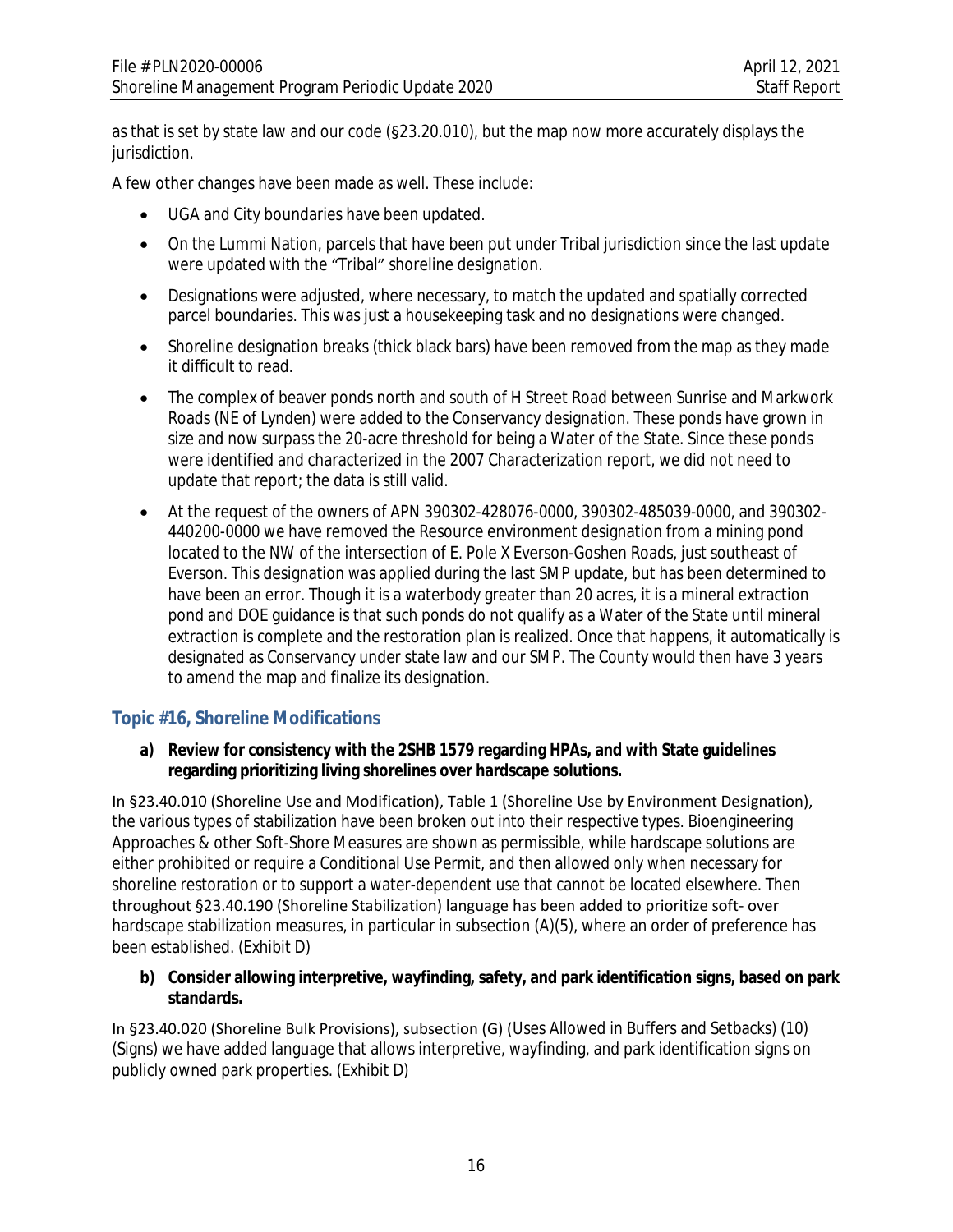as that is set by state law and our code (§23.20.010), but the map now more accurately displays the jurisdiction.

A few other changes have been made as well. These include:

- UGA and City boundaries have been updated.
- On the Lummi Nation, parcels that have been put under Tribal jurisdiction since the last update were updated with the "Tribal" shoreline designation.
- Designations were adjusted, where necessary, to match the updated and spatially corrected parcel boundaries. This was just a housekeeping task and no designations were changed.
- Shoreline designation breaks (thick black bars) have been removed from the map as they made it difficult to read.
- The complex of beaver ponds north and south of H Street Road between Sunrise and Markwork Roads (NE of Lynden) were added to the Conservancy designation. These ponds have grown in size and now surpass the 20-acre threshold for being a Water of the State. Since these ponds were identified and characterized in the 2007 Characterization report, we did not need to update that report; the data is still valid.
- At the request of the owners of APN 390302-428076-0000, 390302-485039-0000, and 390302-440200-0000 we have removed the Resource environment designation from a mining pond located to the NW of the intersection of E. Pole X Everson-Goshen Roads, just southeast of Everson. This designation was applied during the last SMP update, but has been determined to have been an error. Though it is a waterbody greater than 20 acres, it is a mineral extraction pond and DOE guidance is that such ponds do not qualify as a Water of the State until mineral extraction is complete and the restoration plan is realized. Once that happens, it automatically is designated as Conservancy under state law and our SMP. The County would then have 3 years to amend the map and finalize its designation.

## Topic #16, Shoreline Modifications

**a) Review for consistency with the 2SHB 1579 regarding HPAs, and with State guidelines regarding prioritizing living shorelines over hardscape solutions.**

In §23.40.010 (Shoreline Use and Modification), Table 1 (Shoreline Use by Environment Designation), the various types of stabilization have been broken out into their respective types. Bioengineering Approaches & other Soft-Shore Measures are shown as permissible, while hardscape solutions are either prohibited or require a Conditional Use Permit, and then allowed only when necessary for shoreline restoration or to support a water-dependent use that cannot be located elsewhere. Then throughout §23.40.190 (Shoreline Stabilization) language has been added to prioritize soft- over hardscape stabilization measures, in particular in subsection (A)(5), where an order of preference has been established. (Exhibit D)

**b) Consider allowing interpretive, wayfinding, safety, and park identification signs, based on park standards.**

In §23.40.020 (Shoreline Bulk Provisions), subsection (G) (Uses Allowed in Buffers and Setbacks) (10) (Signs) we have added language that allows interpretive, wayfinding, and park identification signs on publicly owned park properties. (Exhibit D)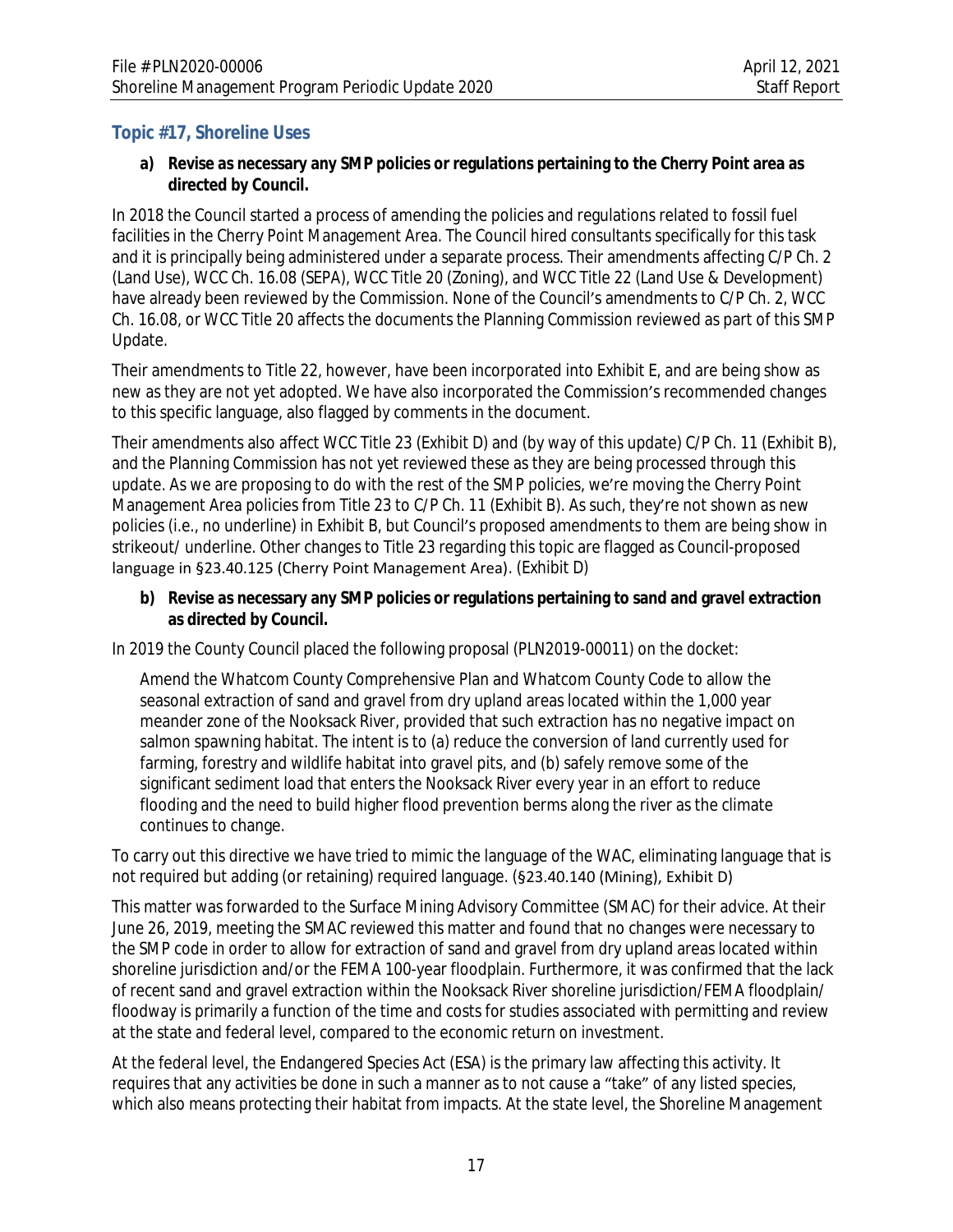### Topic #17, Shoreline Uses

**a) Revise as necessary any SMP policies or regulations pertaining to the Cherry Point area as directed by Council.**

In 2018 the Council started a process of amending the policies and regulations related to fossil fuel facilities in the Cherry Point Management Area. The Council hired consultants specifically for this task and it is principally being administered under a separate process. Their amendments affecting C/P Ch. 2 (Land Use), WCC Ch. 16.08 (SEPA), WCC Title 20 (Zoning), and WCC Title 22 (Land Use & Development) have already been reviewed by the Commission. None of the Council's amendments to C/P Ch. 2, WCC Ch. 16.08, or WCC Title 20 affects the documents the Planning Commission reviewed as part of this SMP Update.

Their amendments to Title 22, however, have been incorporated into Exhibit E, and are being show as new as they are not yet adopted. We have also incorporated the Commission's recommended changes to this specific language, also flagged by comments in the document.

Their amendments also affect WCC Title 23 (Exhibit D) and (by way of this update) C/P Ch. 11 (Exhibit B), and the Planning Commission has not yet reviewed these as they are being processed through this update. As we are proposing to do with the rest of the SMP policies, we're moving the Cherry Point Management Area policies from Title 23 to C/P Ch. 11 (Exhibit B). As such, they're not shown as new policies (i.e., no underline) in Exhibit B, but Council's proposed amendments to them are being show in strikeout/ underline. Other changes to Title 23 regarding this topic are flagged as Council-proposed language in §23.40.125 (Cherry Point Management Area). (Exhibit D)

**b) Revise as necessary any SMP policies or regulations pertaining to sand and gravel extraction as directed by Council.**

In 2019 the County Council placed the following proposal (PLN2019-00011) on the docket:

> Amend the Whatcom County Comprehensive Plan and Whatcom County Code to allow the seasonal extraction of sand and gravel from dry upland areas located within the 1,000 year meander zone of the Nooksack River, provided that such extraction has no negative impact on salmon spawning habitat. The intent is to (a) reduce the conversion of land currently used for farming, forestry and wildlife habitat into gravel pits, and (b) safely remove some of the significant sediment load that enters the Nooksack River every year in an effort to reduce flooding and the need to build higher flood prevention berms along the river as the climate continues to change.

To carry out this directive we have tried to mimic the language of the WAC, eliminating language that is not required but adding (or retaining) required language. (§23.40.140 (Mining), Exhibit D)

This matter was forwarded to the Surface Mining Advisory Committee (SMAC) for their advice. At their June 26, 2019, meeting the SMAC reviewed this matter and found that no changes were necessary to the SMP code in order to allow for extraction of sand and gravel from dry upland areas located within shoreline jurisdiction and/or the FEMA 100-year floodplain. Furthermore, it was confirmed that the lack of recent sand and gravel extraction within the Nooksack River shoreline jurisdiction/FEMA floodplain/ floodway is primarily a function of the time and costs for studies associated with permitting and review at the state and federal level, compared to the economic return on investment.

At the federal level, the Endangered Species Act (ESA) is the primary law affecting this activity. It requires that any activities be done in such a manner as to not cause a "take" of any listed species, which also means protecting their habitat from impacts. At the state level, the Shoreline Management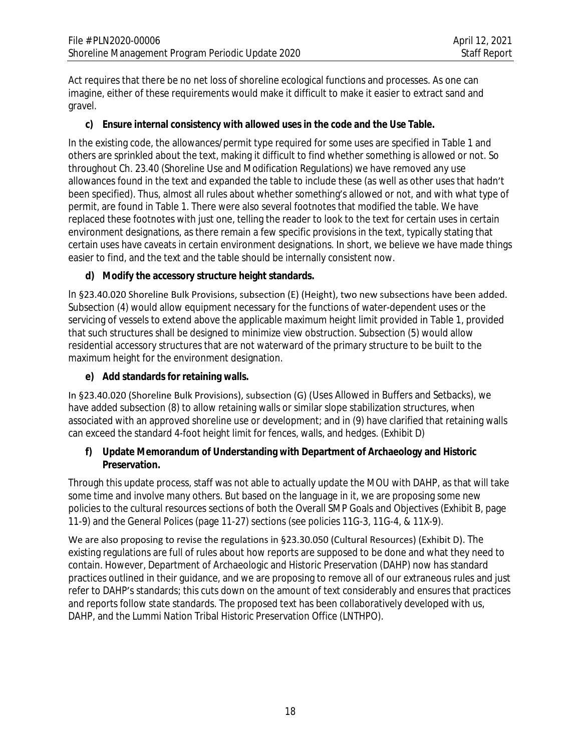Act requires that there be no net loss of shoreline ecological functions and processes. As one can imagine, either of these requirements would make it difficult to make it easier to extract sand and gravel.

**c) Ensure internal consistency with allowed uses in the code and the Use Table.**

In the existing code, the allowances/permit type required for some uses are specified in Table 1 and others are sprinkled about the text, making it difficult to find whether something is allowed or not. So throughout Ch. 23.40 (Shoreline Use and Modification Regulations) we have removed any use allowances found in the text and expanded the table to include these (as well as other uses that hadn't been specified). Thus, almost all rules about whether something's allowed or not, and with what type of permit, are found in Table 1. There were also several footnotes that modified the table. We have replaced these footnotes with just one, telling the reader to look to the text for certain uses in certain environment designations, as there remain a few specific provisions in the text, typically stating that certain uses have caveats in certain environment designations. In short, we believe we have made things easier to find, and the text and the table should be internally consistent now.

**d) Modify the accessory structure height standards.**

In §23.40.020 Shoreline Bulk Provisions, subsection (E) (Height), two new subsections have been added. Subsection (4) would allow equipment necessary for the functions of water-dependent uses or the servicing of vessels to extend above the applicable maximum height limit provided in Table 1, provided that such structures shall be designed to minimize view obstruction. Subsection (5) would allow residential accessory structures that are not waterward of the primary structure to be built to the maximum height for the environment designation.

**e) Add standards for retaining walls.**

In §23.40.020 (Shoreline Bulk Provisions), subsection (G) (Uses Allowed in Buffers and Setbacks), we have added subsection (8) to allow retaining walls or similar slope stabilization structures, when associated with an approved shoreline use or development; and in (9) have clarified that retaining walls can exceed the standard 4-foot height limit for fences, walls, and hedges. (Exhibit D)

**f) Update Memorandum of Understanding with Department of Archaeology and Historic Preservation.**

Through this update process, staff was not able to actually update the MOU with DAHP, as that will take some time and involve many others. But based on the language in it, we are proposing some new policies to the cultural resources sections of both the Overall SMP Goals and Objectives (Exhibit B, page 11-9) and the General Polices (page 11-27) sections (see policies 11G-3, 11G-4, & 11X-9).

We are also proposing to revise the regulations in §23.30.050 (Cultural Resources) (Exhibit D). The existing regulations are full of rules about how reports are supposed to be done and what they need to contain. However, Department of Archaeologic and Historic Preservation (DAHP) now has standard practices outlined in their guidance, and we are proposing to remove all of our extraneous rules and just refer to DAHP's standards; this cuts down on the amount of text considerably and ensures that practices and reports follow state standards. The proposed text has been collaboratively developed with us, DAHP, and the Lummi Nation Tribal Historic Preservation Office (LNTHPO).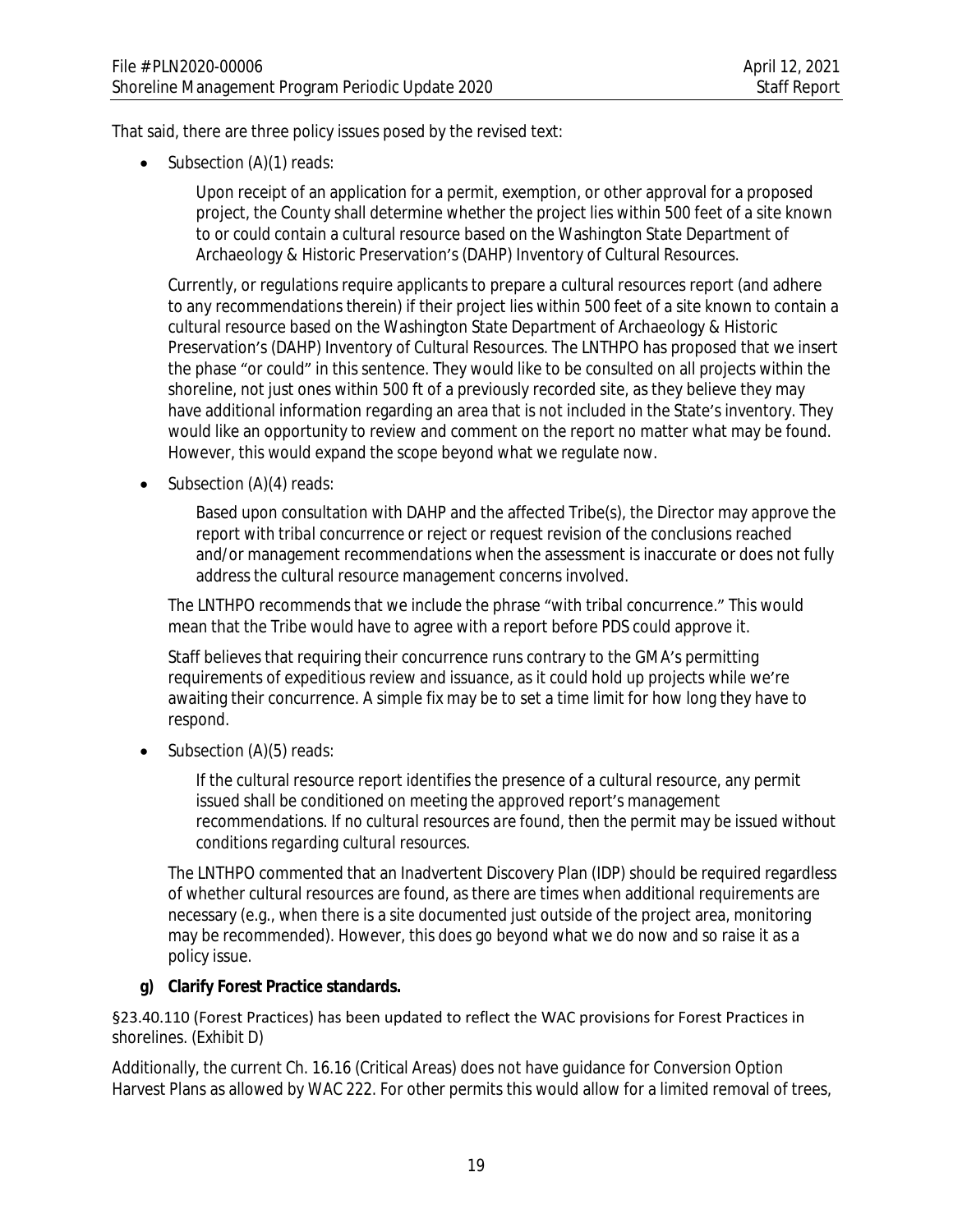That said, there are three policy issues posed by the revised text:

- Subsection (A)(1) reads:

  > Upon receipt of an application for a permit, exemption, or other approval for a proposed project, the County shall determine whether the project lies within 500 feet of a site known to or could contain a cultural resource based on the Washington State Department of Archaeology & Historic Preservation's (DAHP) Inventory of Cultural Resources.

  Currently, or regulations require applicants to prepare a cultural resources report (and adhere to any recommendations therein) if their project lies within 500 feet of a site known to contain a cultural resource based on the Washington State Department of Archaeology & Historic Preservation's (DAHP) Inventory of Cultural Resources. The LNTHPO has proposed that we insert the phase "or could" in this sentence. They would like to be consulted on all projects within the shoreline, not just ones within 500 ft of a previously recorded site, as they believe they may have additional information regarding an area that is not included in the State's inventory. They would like an opportunity to review and comment on the report no matter what may be found. However, this would expand the scope beyond what we regulate now.

- Subsection (A)(4) reads:

  > Based upon consultation with DAHP and the affected Tribe(s), the Director may approve the report *with tribal concurrence* or reject or request revision of the conclusions reached and/or management recommendations when the assessment is inaccurate or does not fully address the cultural resource management concerns involved.

  The LNTHPO recommends that we include the phrase "with tribal concurrence." This would mean that the Tribe would have to agree with a report before PDS could approve it.

  Staff believes that requiring their concurrence runs contrary to the GMA's permitting requirements of expeditious review and issuance, as it could hold up projects while we're awaiting their concurrence. A simple fix may be to set a time limit for how long they have to respond.

- Subsection (A)(5) reads:

  > If the cultural resource report identifies the presence of a cultural resource, any permit issued shall be conditioned on meeting the approved report's management recommendations. *If no cultural resources are found, then the permit may be issued without conditions regarding cultural resources.*

  The LNTHPO commented that an Inadvertent Discovery Plan (IDP) should be required regardless of whether cultural resources are found, as there are times when additional requirements are necessary (e.g., when there is a site documented just outside of the project area, monitoring may be recommended). However, this does go beyond what we do now and so raise it as a policy issue.

**g) Clarify Forest Practice standards.**

§23.40.110 (Forest Practices) has been updated to reflect the WAC provisions for Forest Practices in shorelines. (Exhibit D)

Additionally, the current Ch. 16.16 (Critical Areas) does not have guidance for Conversion Option Harvest Plans as allowed by WAC 222. For other permits this would allow for a limited removal of trees,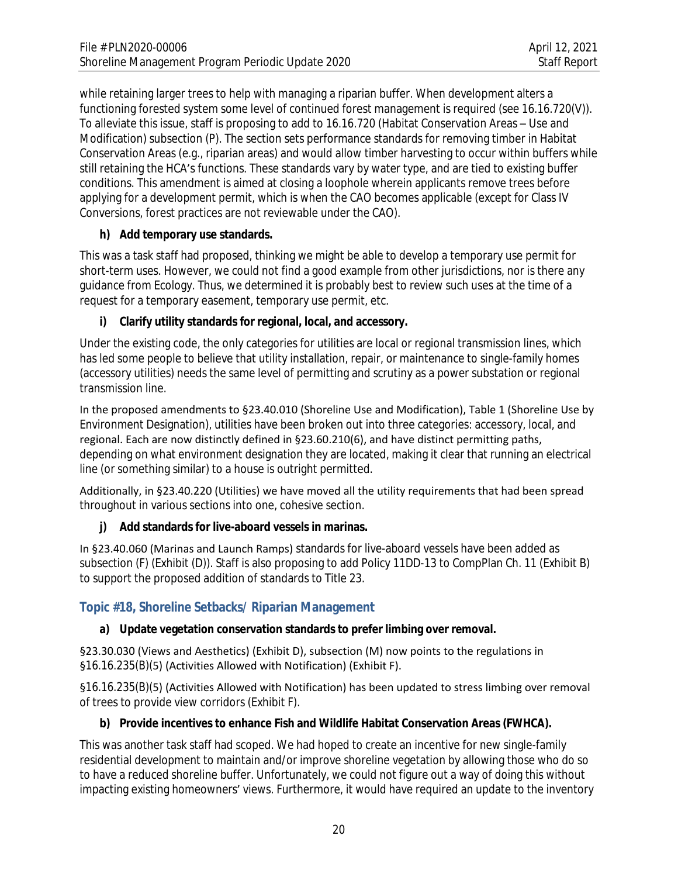while retaining larger trees to help with managing a riparian buffer. When development alters a functioning forested system some level of continued forest management is required (see 16.16.720(V)). To alleviate this issue, staff is proposing to add to 16.16.720 (Habitat Conservation Areas – Use and Modification) subsection (P). The section sets performance standards for removing timber in Habitat Conservation Areas (e.g., riparian areas) and would allow timber harvesting to occur within buffers while still retaining the HCA's functions. These standards vary by water type, and are tied to existing buffer conditions. This amendment is aimed at closing a loophole wherein applicants remove trees before applying for a development permit, which is when the CAO becomes applicable (except for Class IV Conversions, forest practices are not reviewable under the CAO).

**h) Add temporary use standards.**

This was a task staff had proposed, thinking we might be able to develop a temporary use permit for short-term uses. However, we could not find a good example from other jurisdictions, nor is there any guidance from Ecology. Thus, we determined it is probably best to review such uses at the time of a request for a temporary easement, temporary use permit, etc.

**i) Clarify utility standards for regional, local, and accessory.**

Under the existing code, the only categories for utilities are local or regional transmission lines, which has led some people to believe that utility installation, repair, or maintenance to single-family homes (accessory utilities) needs the same level of permitting and scrutiny as a power substation or regional transmission line.

In the proposed amendments to §23.40.010 (Shoreline Use and Modification), Table 1 (Shoreline Use by Environment Designation), utilities have been broken out into three categories: accessory, local, and regional. Each are now distinctly defined in §23.60.210(6), and have distinct permitting paths, depending on what environment designation they are located, making it clear that running an electrical line (or something similar) to a house is outright permitted.

Additionally, in §23.40.220 (Utilities) we have moved all the utility requirements that had been spread throughout in various sections into one, cohesive section.

**j) Add standards for live-aboard vessels in marinas.**

In §23.40.060 (Marinas and Launch Ramps) standards for live-aboard vessels have been added as subsection (F) (Exhibit (D)). Staff is also proposing to add Policy 11DD-13 to CompPlan Ch. 11 (Exhibit B) to support the proposed addition of standards to Title 23.

## Topic #18, Shoreline Setbacks/ Riparian Management

**a) Update vegetation conservation standards to prefer limbing over removal.**

§23.30.030 (Views and Aesthetics) (Exhibit D), subsection (M) now points to the regulations in §16.16.235(B)(5) (Activities Allowed with Notification) (Exhibit F).

§16.16.235(B)(5) (Activities Allowed with Notification) has been updated to stress limbing over removal of trees to provide view corridors (Exhibit F).

**b) Provide incentives to enhance Fish and Wildlife Habitat Conservation Areas (FWHCA).**

This was another task staff had scoped. We had hoped to create an incentive for new single-family residential development to maintain and/or improve shoreline vegetation by allowing those who do so to have a reduced shoreline buffer. Unfortunately, we could not figure out a way of doing this without impacting existing homeowners' views. Furthermore, it would have required an update to the inventory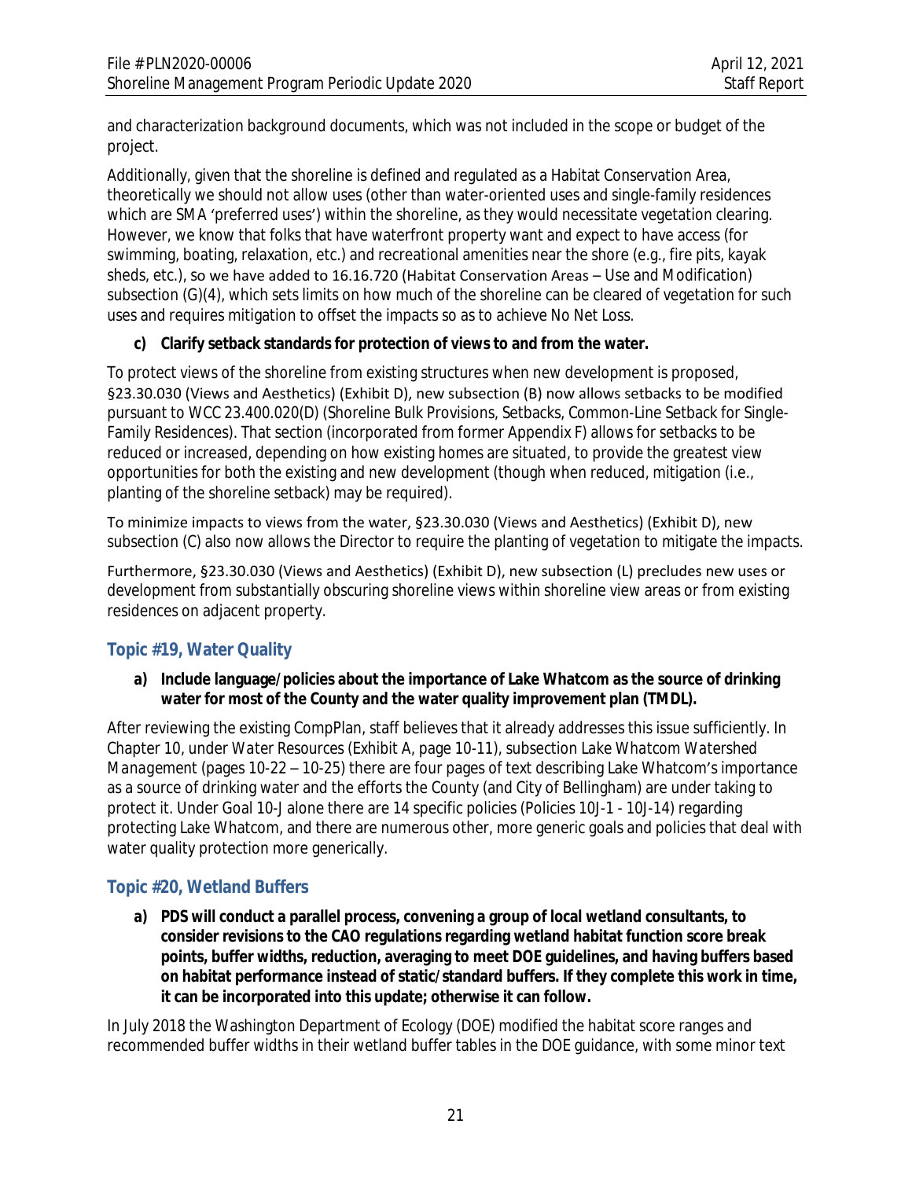and characterization background documents, which was not included in the scope or budget of the project.

Additionally, given that the shoreline is defined and regulated as a Habitat Conservation Area, theoretically we should not allow uses (other than water-oriented uses and single-family residences which are SMA 'preferred uses') within the shoreline, as they would necessitate vegetation clearing. However, we know that folks that have waterfront property want and expect to have access (for swimming, boating, relaxation, etc.) and recreational amenities near the shore (e.g., fire pits, kayak sheds, etc.), so we have added to 16.16.720 (Habitat Conservation Areas – Use and Modification) subsection (G)(4), which sets limits on how much of the shoreline can be cleared of vegetation for such uses and requires mitigation to offset the impacts so as to achieve No Net Loss.

**c) Clarify setback standards for protection of views to and from the water.**

To protect views of the shoreline from existing structures when new development is proposed, §23.30.030 (Views and Aesthetics) (Exhibit D), new subsection (B) now allows setbacks to be modified pursuant to WCC 23.400.020(D) (Shoreline Bulk Provisions, Setbacks, Common-Line Setback for Single-Family Residences). That section (incorporated from former Appendix F) allows for setbacks to be reduced or increased, depending on how existing homes are situated, to provide the greatest view opportunities for both the existing and new development (though when reduced, mitigation (i.e., planting of the shoreline setback) may be required).

To minimize impacts to views from the water, §23.30.030 (Views and Aesthetics) (Exhibit D), new subsection (C) also now allows the Director to require the planting of vegetation to mitigate the impacts.

Furthermore, §23.30.030 (Views and Aesthetics) (Exhibit D), new subsection (L) precludes new uses or development from substantially obscuring shoreline views within shoreline view areas or from existing residences on adjacent property.

## Topic #19, Water Quality

**a) Include language/policies about the importance of Lake Whatcom as the source of drinking water for most of the County and the water quality improvement plan (TMDL).**

After reviewing the existing CompPlan, staff believes that it already addresses this issue sufficiently. In Chapter 10, under *Water Resources* (Exhibit A, page 10-11), subsection *Lake Whatcom Watershed Management* (pages 10-22 – 10-25) there are four pages of text describing Lake Whatcom's importance as a source of drinking water and the efforts the County (and City of Bellingham) are under taking to protect it. Under Goal 10-J alone there are 14 specific policies (Policies 10J-1 - 10J-14) regarding protecting Lake Whatcom, and there are numerous other, more generic goals and policies that deal with water quality protection more generically.

## Topic #20, Wetland Buffers

**a) PDS will conduct a parallel process, convening a group of local wetland consultants, to consider revisions to the CAO regulations regarding wetland habitat function score break points, buffer widths, reduction, averaging to meet DOE guidelines, and having buffers based on habitat performance instead of static/standard buffers. If they complete this work in time, it can be incorporated into this update; otherwise it can follow.**

In July 2018 the Washington Department of Ecology (DOE) modified the habitat score ranges and recommended buffer widths in their wetland buffer tables in the DOE guidance, with some minor text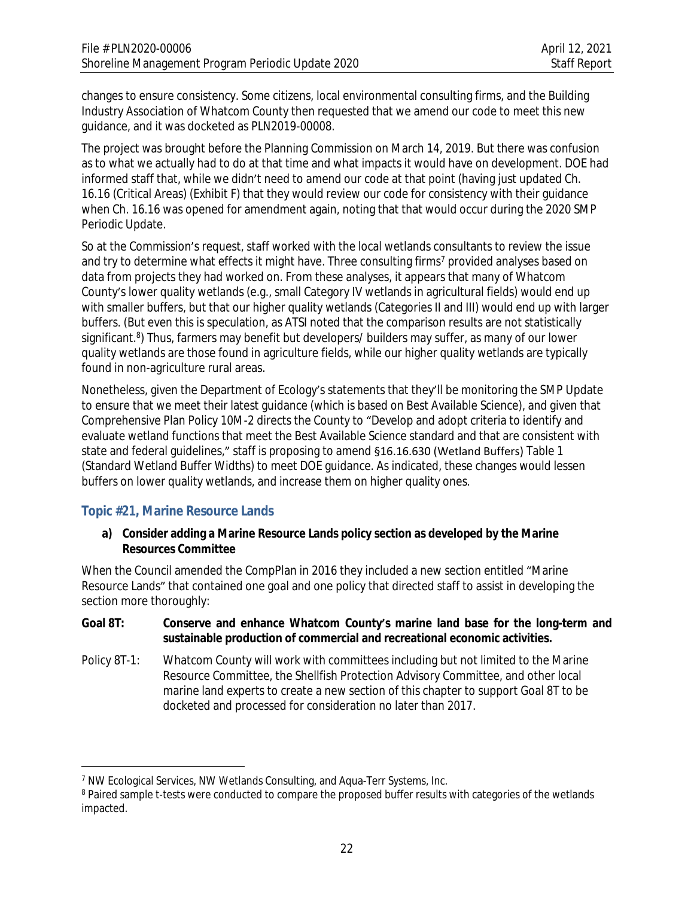changes to ensure consistency. Some citizens, local environmental consulting firms, and the Building Industry Association of Whatcom County then requested that we amend our code to meet this new guidance, and it was docketed as PLN2019-00008.

The project was brought before the Planning Commission on March 14, 2019. But there was confusion as to what we actually had to do at that time and what impacts it would have on development. DOE had informed staff that, while we didn't need to amend our code at that point (having just updated Ch. 16.16 (Critical Areas) (Exhibit F) that they would review our code for consistency with their guidance when Ch. 16.16 was opened for amendment again, noting that that would occur during the 2020 SMP Periodic Update.

So at the Commission's request, staff worked with the local wetlands consultants to review the issue and try to determine what effects it might have. Three consulting firms[7] provided analyses based on data from projects they had worked on. From these analyses, it appears that many of Whatcom County's lower quality wetlands (e.g., small Category IV wetlands in agricultural fields) would end up with smaller buffers, but that our higher quality wetlands (Categories II and III) would end up with larger buffers. (But even this is speculation, as ATSI noted that the comparison results are not statistically significant.[8]) Thus, farmers may benefit but developers/ builders may suffer, as many of our lower quality wetlands are those found in agriculture fields, while our higher quality wetlands are typically found in non-agriculture rural areas.

Nonetheless, given the Department of Ecology's statements that they'll be monitoring the SMP Update to ensure that we meet their latest guidance (which is based on Best Available Science), and given that Comprehensive Plan Policy 10M-2 directs the County to "Develop and adopt criteria to identify and evaluate wetland functions that meet the Best Available Science standard and that are consistent with state and federal guidelines," staff is proposing to amend §16.16.630 (Wetland Buffers) Table 1 (Standard Wetland Buffer Widths) to meet DOE guidance. As indicated, these changes would lessen buffers on lower quality wetlands, and increase them on higher quality ones.

### Topic #21, Marine Resource Lands

**a) Consider adding a Marine Resource Lands policy section as developed by the Marine Resources Committee**

When the Council amended the CompPlan in 2016 they included a new section entitled "Marine Resource Lands" that contained one goal and one policy that directed staff to assist in developing the section more thoroughly:

**Goal 8T: Conserve and enhance Whatcom County's marine land base for the long-term and sustainable production of commercial and recreational economic activities.**

Policy 8T-1: Whatcom County will work with committees including but not limited to the Marine Resource Committee, the Shellfish Protection Advisory Committee, and other local marine land experts to create a new section of this chapter to support Goal 8T to be docketed and processed for consideration no later than 2017.

---

[7] NW Ecological Services, NW Wetlands Consulting, and Aqua-Terr Systems, Inc.

[8] Paired sample t-tests were conducted to compare the proposed buffer results with categories of the wetlands impacted.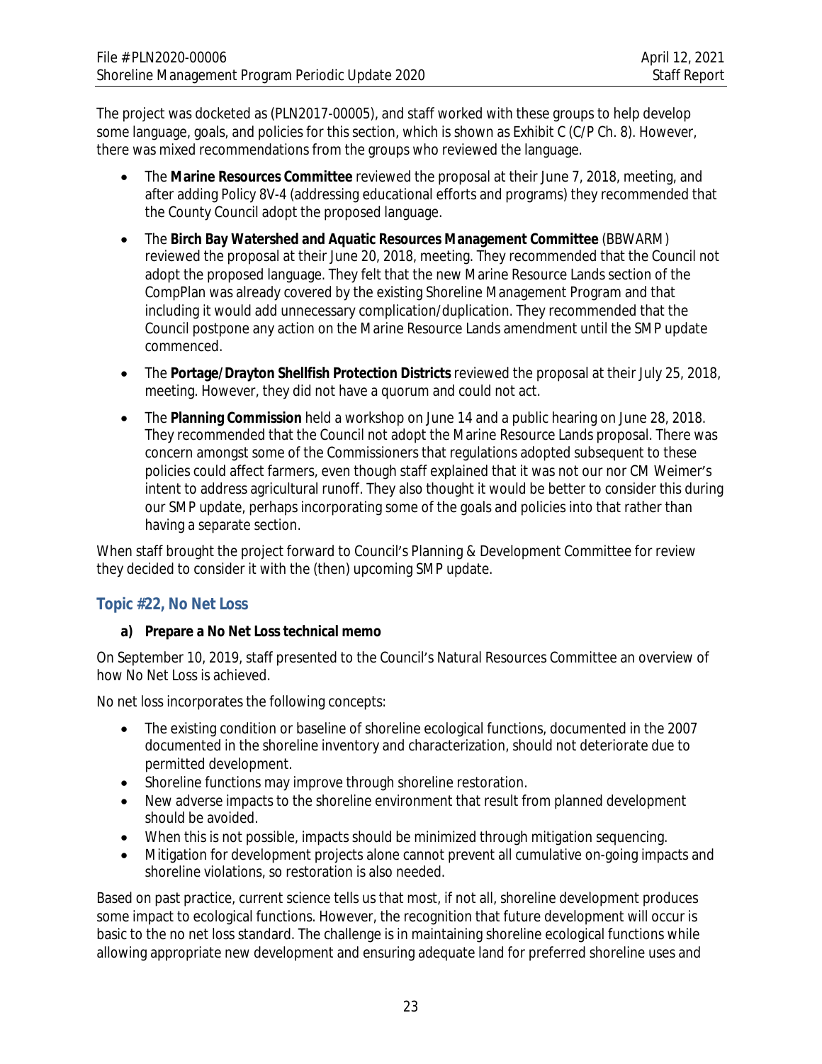The project was docketed as (PLN2017-00005), and staff worked with these groups to help develop some language, goals, and policies for this section, which is shown as Exhibit C (C/P Ch. 8). However, there was mixed recommendations from the groups who reviewed the language.

- The **Marine Resources Committee** reviewed the proposal at their June 7, 2018, meeting, and after adding Policy 8V-4 (addressing educational efforts and programs) they recommended that the County Council adopt the proposed language.
- The **Birch Bay Watershed and Aquatic Resources Management Committee** (BBWARM) reviewed the proposal at their June 20, 2018, meeting. They recommended that the Council not adopt the proposed language. They felt that the new Marine Resource Lands section of the CompPlan was already covered by the existing Shoreline Management Program and that including it would add unnecessary complication/duplication. They recommended that the Council postpone any action on the Marine Resource Lands amendment until the SMP update commenced.
- The **Portage/Drayton Shellfish Protection Districts** reviewed the proposal at their July 25, 2018, meeting. However, they did not have a quorum and could not act.
- The **Planning Commission** held a workshop on June 14 and a public hearing on June 28, 2018. They recommended that the Council not adopt the Marine Resource Lands proposal. There was concern amongst some of the Commissioners that regulations adopted subsequent to these policies could affect farmers, even though staff explained that it was not our nor CM Weimer's intent to address agricultural runoff. They also thought it would be better to consider this during our SMP update, perhaps incorporating some of the goals and policies into that rather than having a separate section.

When staff brought the project forward to Council's Planning & Development Committee for review they decided to consider it with the (then) upcoming SMP update.

## Topic #22, No Net Loss

**a) Prepare a No Net Loss technical memo**

On September 10, 2019, staff presented to the Council's Natural Resources Committee an overview of how No Net Loss is achieved.

No net loss incorporates the following concepts:

- The existing condition or baseline of shoreline ecological functions, documented in the 2007 documented in the shoreline inventory and characterization, should not deteriorate due to permitted development.
- Shoreline functions may improve through shoreline restoration.
- New adverse impacts to the shoreline environment that result from planned development should be avoided.
- When this is not possible, impacts should be minimized through mitigation sequencing.
- Mitigation for development projects alone cannot prevent all cumulative on-going impacts and shoreline violations, so restoration is also needed.

Based on past practice, current science tells us that most, if not all, shoreline development produces some impact to ecological functions. However, the recognition that future development will occur is basic to the no net loss standard. The challenge is in maintaining shoreline ecological functions while allowing appropriate new development and ensuring adequate land for preferred shoreline uses and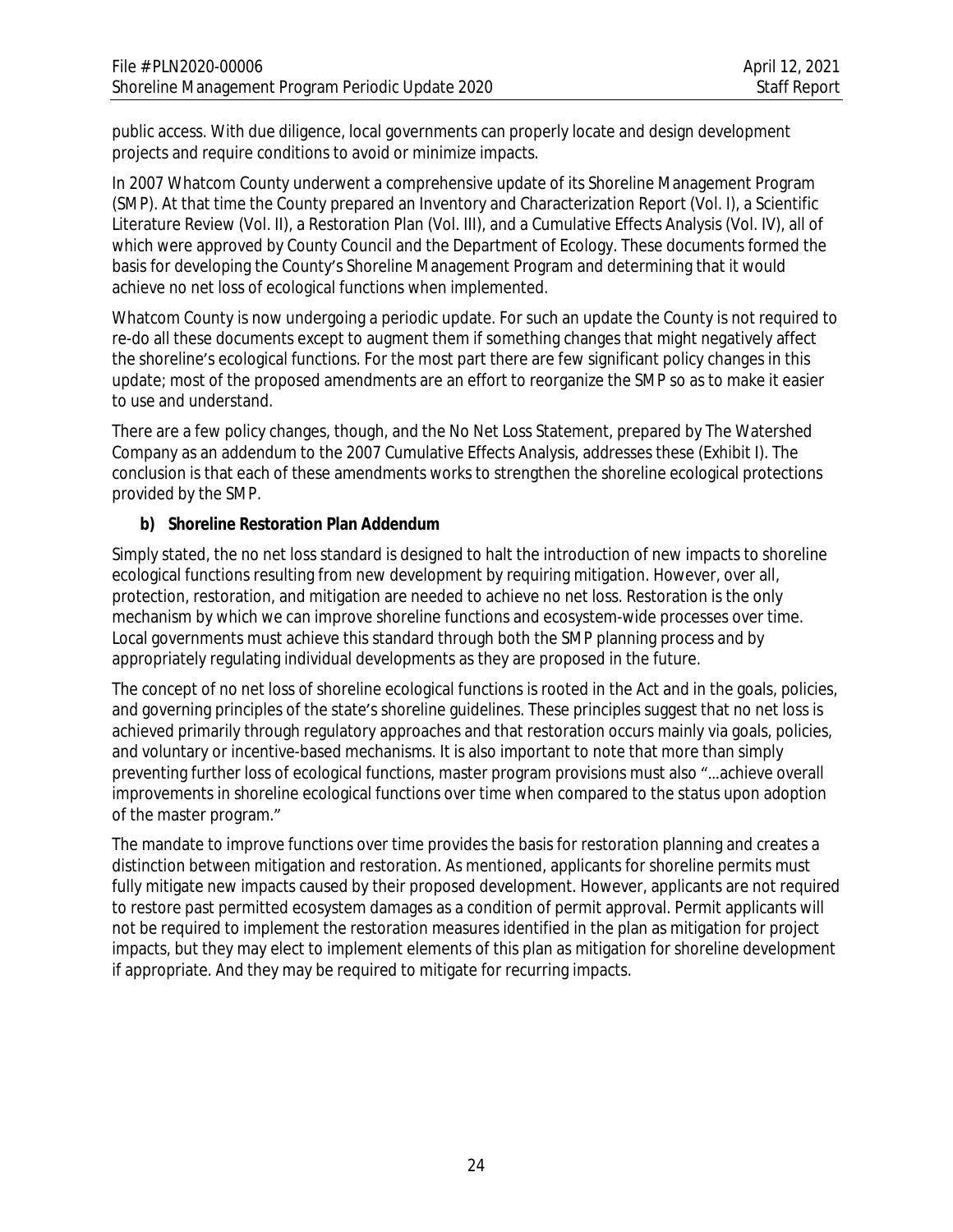public access. With due diligence, local governments can properly locate and design development projects and require conditions to avoid or minimize impacts.

In 2007 Whatcom County underwent a comprehensive update of its Shoreline Management Program (SMP). At that time the County prepared an Inventory and Characterization Report (Vol. I), a Scientific Literature Review (Vol. II), a Restoration Plan (Vol. III), and a Cumulative Effects Analysis (Vol. IV), all of which were approved by County Council and the Department of Ecology. These documents formed the basis for developing the County's Shoreline Management Program and determining that it would achieve no net loss of ecological functions when implemented.

Whatcom County is now undergoing a periodic update. For such an update the County is not required to re-do all these documents except to augment them if something changes that might negatively affect the shoreline's ecological functions. For the most part there are few significant policy changes in this update; most of the proposed amendments are an effort to reorganize the SMP so as to make it easier to use and understand.

There are a few policy changes, though, and the No Net Loss Statement, prepared by The Watershed Company as an addendum to the 2007 Cumulative Effects Analysis, addresses these (Exhibit I). The conclusion is that each of these amendments works to strengthen the shoreline ecological protections provided by the SMP.

**b) Shoreline Restoration Plan Addendum**

Simply stated, the no net loss standard is designed to halt the introduction of new impacts to shoreline ecological functions resulting from new development by requiring mitigation. However, over all, protection, restoration, and mitigation are needed to achieve no net loss. Restoration is the only mechanism by which we can improve shoreline functions and ecosystem-wide processes over time. Local governments must achieve this standard through both the SMP planning process and by appropriately regulating individual developments as they are proposed in the future.

The concept of no net loss of shoreline ecological functions is rooted in the Act and in the goals, policies, and governing principles of the state's shoreline guidelines. These principles suggest that no net loss is achieved primarily through regulatory approaches and that restoration occurs mainly via goals, policies, and voluntary or incentive-based mechanisms. It is also important to note that more than simply preventing further loss of ecological functions, master program provisions must also "...achieve overall improvements in shoreline ecological functions over time when compared to the status upon adoption of the master program."

The mandate to improve functions over time provides the basis for restoration planning and creates a distinction between mitigation and restoration. As mentioned, applicants for shoreline permits must fully mitigate new impacts caused by their proposed development. However, applicants are not required to restore past permitted ecosystem damages as a condition of permit approval. Permit applicants will not be required to implement the restoration measures identified in the plan as mitigation for project impacts, but they may elect to implement elements of this plan as mitigation for shoreline development if appropriate. And they may be required to mitigate for recurring impacts.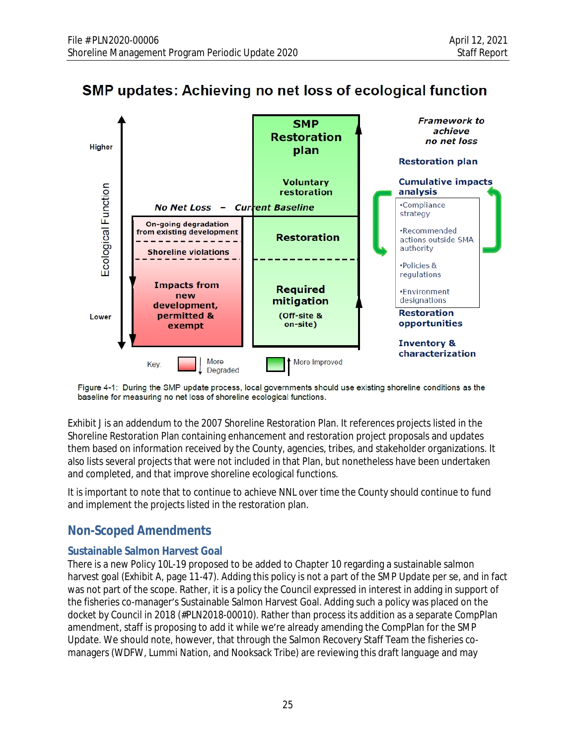## SMP updates: Achieving no net loss of ecological function

Ecological Function: Higher / Lower

*No Net Loss – Current Baseline*

**SMP Restoration plan**

**Voluntary restoration**

**Restoration**

**Required mitigation** (Off-site & on-site)

**On-going degradation from existing development**

**Shoreline violations**

**Impacts from new development, permitted & exempt**

***Framework to achieve no net loss***

**Restoration plan**

**Cumulative impacts analysis**

- Compliance strategy
- Recommended actions outside SMA authority
- Policies & regulations
- Environment designations

**Restoration opportunities**

**Inventory & characterization**

Key: More Degraded; More Improved

Figure 4-1: During the SMP update process, local governments should use existing shoreline conditions as the baseline for measuring no net loss of shoreline ecological functions.

Exhibit J is an addendum to the 2007 Shoreline Restoration Plan. It references projects listed in the Shoreline Restoration Plan containing enhancement and restoration project proposals and updates them based on information received by the County, agencies, tribes, and stakeholder organizations. It also lists several projects that were not included in that Plan, but nonetheless have been undertaken and completed, and that improve shoreline ecological functions.

It is important to note that to continue to achieve NNL over time the County should continue to fund and implement the projects listed in the restoration plan.

## Non-Scoped Amendments

### Sustainable Salmon Harvest Goal

There is a new Policy 10L-19 proposed to be added to Chapter 10 regarding a sustainable salmon harvest goal (Exhibit A, page 11-47). Adding this policy is not a part of the SMP Update per se, and in fact was not part of the scope. Rather, it is a policy the Council expressed in interest in adding in support of the fisheries co-manager's Sustainable Salmon Harvest Goal. Adding such a policy was placed on the docket by Council in 2018 (#PLN2018-00010). Rather than process its addition as a separate CompPlan amendment, staff is proposing to add it while we're already amending the CompPlan for the SMP Update. We should note, however, that through the Salmon Recovery Staff Team the fisheries co-managers (WDFW, Lummi Nation, and Nooksack Tribe) are reviewing this draft language and may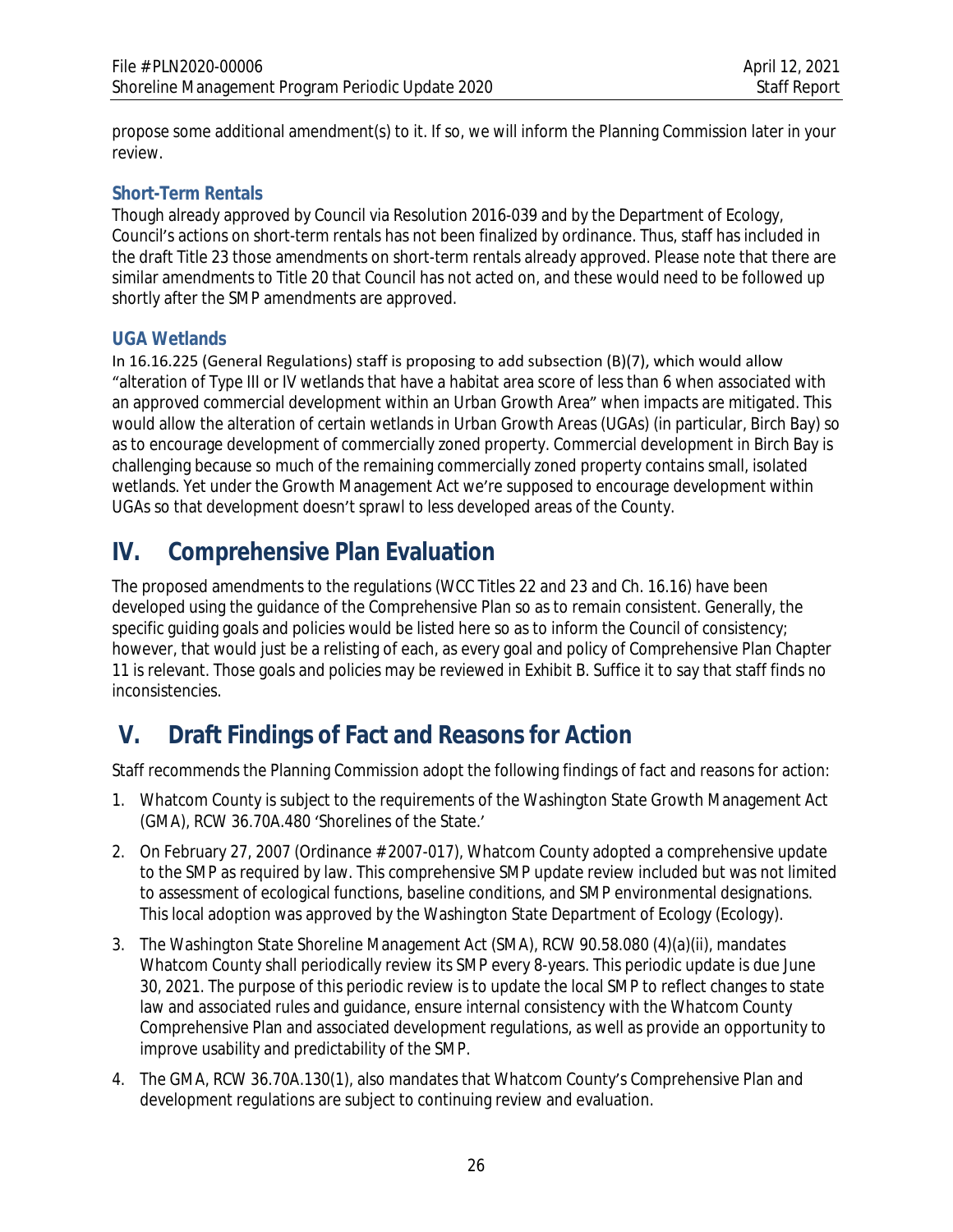propose some additional amendment(s) to it. If so, we will inform the Planning Commission later in your review.

### Short-Term Rentals

Though already approved by Council via Resolution 2016-039 and by the Department of Ecology, Council's actions on short-term rentals has not been finalized by ordinance. Thus, staff has included in the draft Title 23 those amendments on short-term rentals already approved. Please note that there are similar amendments to Title 20 that Council has not acted on, and these would need to be followed up shortly after the SMP amendments are approved.

### UGA Wetlands

In 16.16.225 (General Regulations) staff is proposing to add subsection (B)(7), which would allow "alteration of Type III or IV wetlands that have a habitat area score of less than 6 when associated with an approved commercial development within an Urban Growth Area" when impacts are mitigated. This would allow the alteration of certain wetlands in Urban Growth Areas (UGAs) (in particular, Birch Bay) so as to encourage development of commercially zoned property. Commercial development in Birch Bay is challenging because so much of the remaining commercially zoned property contains small, isolated wetlands. Yet under the Growth Management Act we're supposed to encourage development within UGAs so that development doesn't sprawl to less developed areas of the County.

## IV. Comprehensive Plan Evaluation

The proposed amendments to the regulations (WCC Titles 22 and 23 and Ch. 16.16) have been developed using the guidance of the Comprehensive Plan so as to remain consistent. Generally, the specific guiding goals and policies would be listed here so as to inform the Council of consistency; however, that would just be a relisting of each, as every goal and policy of Comprehensive Plan Chapter 11 is relevant. Those goals and policies may be reviewed in Exhibit B. Suffice it to say that staff finds no inconsistencies.

## V. Draft Findings of Fact and Reasons for Action

Staff recommends the Planning Commission adopt the following findings of fact and reasons for action:

1. Whatcom County is subject to the requirements of the Washington State Growth Management Act (GMA), RCW 36.70A.480 'Shorelines of the State.'
2. On February 27, 2007 (Ordinance # 2007-017), Whatcom County adopted a comprehensive update to the SMP as required by law. This comprehensive SMP update review included but was not limited to assessment of ecological functions, baseline conditions, and SMP environmental designations. This local adoption was approved by the Washington State Department of Ecology (Ecology).
3. The Washington State Shoreline Management Act (SMA), RCW 90.58.080 (4)(a)(ii), mandates Whatcom County shall periodically review its SMP every 8-years. This periodic update is due June 30, 2021. The purpose of this periodic review is to update the local SMP to reflect changes to state law and associated rules and guidance, ensure internal consistency with the Whatcom County Comprehensive Plan and associated development regulations, as well as provide an opportunity to improve usability and predictability of the SMP.
4. The GMA, RCW 36.70A.130(1), also mandates that Whatcom County's Comprehensive Plan and development regulations are subject to continuing review and evaluation.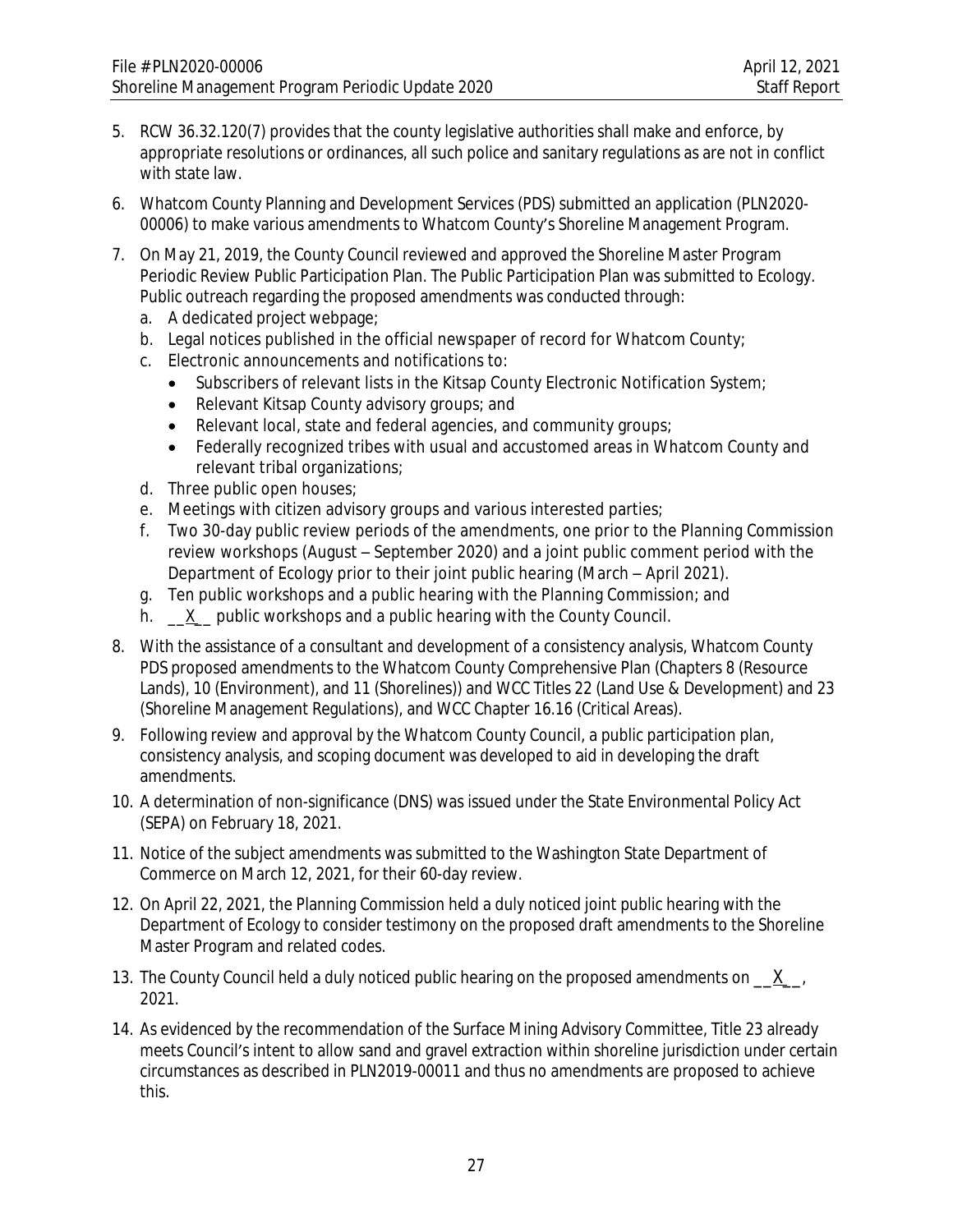5. RCW 36.32.120(7) provides that the county legislative authorities shall make and enforce, by appropriate resolutions or ordinances, all such police and sanitary regulations as are not in conflict with state law.

6. Whatcom County Planning and Development Services (PDS) submitted an application (PLN2020-00006) to make various amendments to Whatcom County's Shoreline Management Program.

7. On May 21, 2019, the County Council reviewed and approved the Shoreline Master Program Periodic Review Public Participation Plan. The Public Participation Plan was submitted to Ecology. Public outreach regarding the proposed amendments was conducted through:
   a. A dedicated project webpage;
   b. Legal notices published in the official newspaper of record for Whatcom County;
   c. Electronic announcements and notifications to:
      - Subscribers of relevant lists in the Kitsap County Electronic Notification System;
      - Relevant Kitsap County advisory groups; and
      - Relevant local, state and federal agencies, and community groups;
      - Federally recognized tribes with usual and accustomed areas in Whatcom County and relevant tribal organizations;
   d. Three public open houses;
   e. Meetings with citizen advisory groups and various interested parties;
   f. Two 30-day public review periods of the amendments, one prior to the Planning Commission review workshops (August – September 2020) and a joint public comment period with the Department of Ecology prior to their joint public hearing (March – April 2021).
   g. Ten public workshops and a public hearing with the Planning Commission; and
   h. __X__ public workshops and a public hearing with the County Council.

8. With the assistance of a consultant and development of a consistency analysis, Whatcom County PDS proposed amendments to the Whatcom County Comprehensive Plan (Chapters 8 (Resource Lands), 10 (Environment), and 11 (Shorelines)) and WCC Titles 22 (Land Use & Development) and 23 (Shoreline Management Regulations), and WCC Chapter 16.16 (Critical Areas).

9. Following review and approval by the Whatcom County Council, a public participation plan, consistency analysis, and scoping document was developed to aid in developing the draft amendments.

10. A determination of non-significance (DNS) was issued under the State Environmental Policy Act (SEPA) on February 18, 2021.

11. Notice of the subject amendments was submitted to the Washington State Department of Commerce on March 12, 2021, for their 60-day review.

12. On April 22, 2021, the Planning Commission held a duly noticed joint public hearing with the Department of Ecology to consider testimony on the proposed draft amendments to the Shoreline Master Program and related codes.

13. The County Council held a duly noticed public hearing on the proposed amendments on __X__, 2021.

14. As evidenced by the recommendation of the Surface Mining Advisory Committee, Title 23 already meets Council's intent to allow sand and gravel extraction within shoreline jurisdiction under certain circumstances as described in PLN2019-00011 and thus no amendments are proposed to achieve this.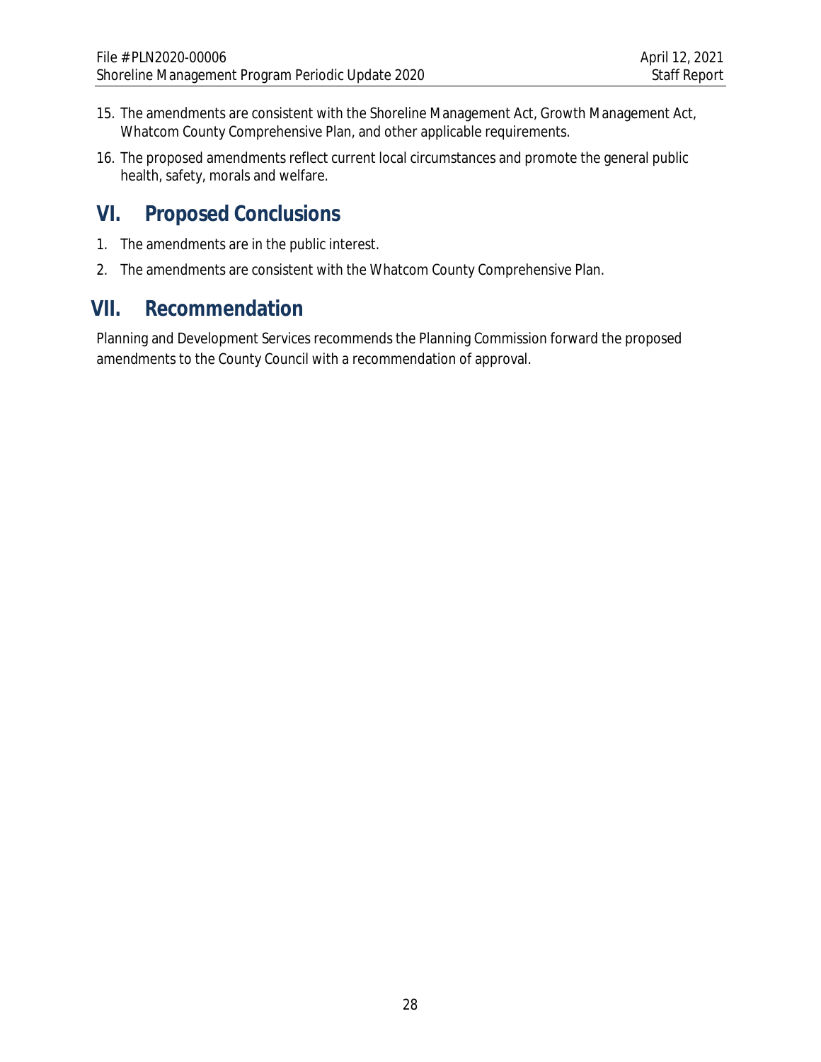15. The amendments are consistent with the Shoreline Management Act, Growth Management Act, Whatcom County Comprehensive Plan, and other applicable requirements.
16. The proposed amendments reflect current local circumstances and promote the general public health, safety, morals and welfare.

## VI. Proposed Conclusions

1. The amendments are in the public interest.
2. The amendments are consistent with the Whatcom County Comprehensive Plan.

## VII. Recommendation

Planning and Development Services recommends the Planning Commission forward the proposed amendments to the County Council with a recommendation of approval.